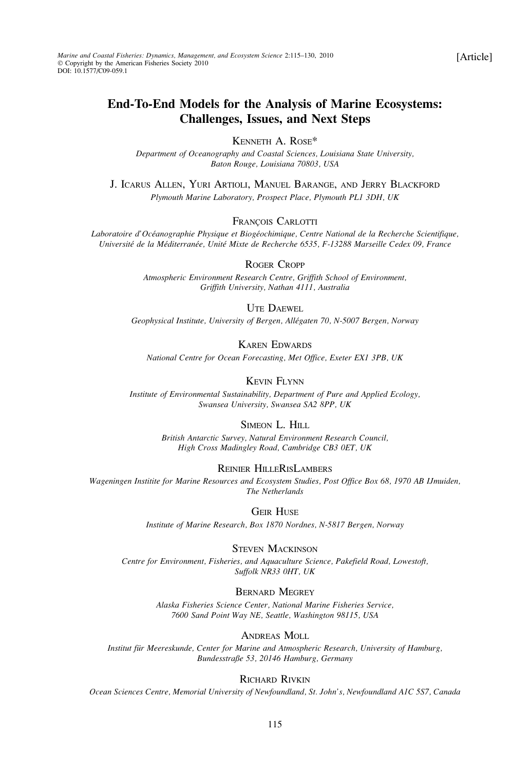[Article]

# End-To-End Models for the Analysis of Marine Ecosystems: Challenges, Issues, and Next Steps

Kenneth A. Rose*

*Department of Oceanography and Coastal Sciences, Louisiana State University, Baton Rouge, Louisiana 70803, USA*

J. Icarus Allen, Yuri Artioli, Manuel Barange, and Jerry Blackford

*Plymouth Marine Laboratory, Prospect Place, Plymouth PL1 3DH, UK*

François Carlotti

*Laboratoire d'Océanographie Physique et Biogéochimique, Centre National de la Recherche Scientifique, Université de la Méditerranée, Unité Mixte de Recherche 6535, F-13288 Marseille Cedex 09, France*

Roger Cropp

*Atmospheric Environment Research Centre, Griffith School of Environment, Griffith University, Nathan 4111, Australia*

Ute Daewel

*Geophysical Institute, University of Bergen, Allégaten 70, N-5007 Bergen, Norway*

Karen Edwards

*National Centre for Ocean Forecasting, Met Office, Exeter EX1 3PB, UK*

Kevin Flynn

*Institute of Environmental Sustainability, Department of Pure and Applied Ecology, Swansea University, Swansea SA2 8PP, UK*

Simeon L. Hill

*British Antarctic Survey, Natural Environment Research Council, High Cross Madingley Road, Cambridge CB3 0ET, UK*

Reinier HilleRisLambers

*Wageningen Institite for Marine Resources and Ecosystem Studies, Post Office Box 68, 1970 AB IJmuiden, The Netherlands*

Geir Huse

*Institute of Marine Research, Box 1870 Nordnes, N-5817 Bergen, Norway*

Steven Mackinson

*Centre for Environment, Fisheries, and Aquaculture Science, Pakefield Road, Lowestoft, Suffolk NR33 0HT, UK*

Bernard Megrey

*Alaska Fisheries Science Center, National Marine Fisheries Service, 7600 Sand Point Way NE, Seattle, Washington 98115, USA*

Andreas Moll

*Institut für Meereskunde, Center for Marine and Atmospheric Research, University of Hamburg, Bundesstraße 53, 20146 Hamburg, Germany*

Richard Rivkin

*Ocean Sciences Centre, Memorial University of Newfoundland, St. John's, Newfoundland A1C 5S7, Canada*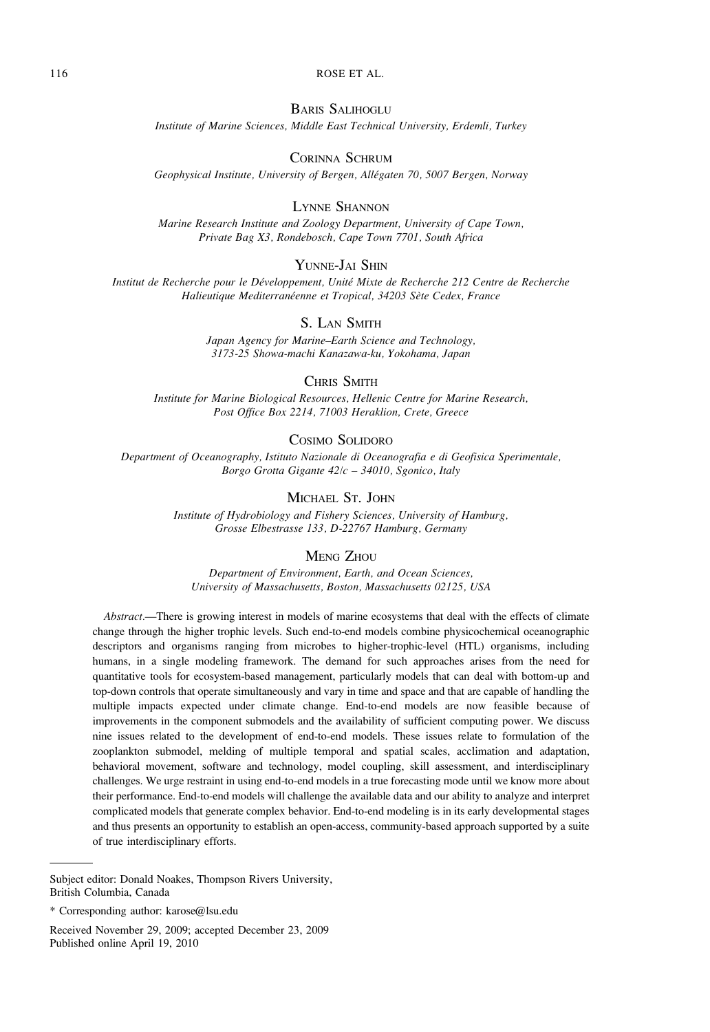BARIS SALIHOGLU

*Institute of Marine Sciences, Middle East Technical University, Erdemli, Turkey*

CORINNA SCHRUM

*Geophysical Institute, University of Bergen, Allégaten 70, 5007 Bergen, Norway*

LYNNE SHANNON

*Marine Research Institute and Zoology Department, University of Cape Town, Private Bag X3, Rondebosch, Cape Town 7701, South Africa*

YUNNE-JAI SHIN

*Institut de Recherche pour le Développement, Unité Mixte de Recherche 212 Centre de Recherche Halieutique Mediterranéenne et Tropical, 34203 Sète Cedex, France*

S. LAN SMITH

*Japan Agency for Marine–Earth Science and Technology, 3173-25 Showa-machi Kanazawa-ku, Yokohama, Japan*

CHRIS SMITH

*Institute for Marine Biological Resources, Hellenic Centre for Marine Research, Post Office Box 2214, 71003 Heraklion, Crete, Greece*

COSIMO SOLIDORO

*Department of Oceanography, Istituto Nazionale di Oceanografia e di Geofisica Sperimentale, Borgo Grotta Gigante 42/c – 34010, Sgonico, Italy*

MICHAEL ST. JOHN

*Institute of Hydrobiology and Fishery Sciences, University of Hamburg, Grosse Elbestrasse 133, D-22767 Hamburg, Germany*

MENG ZHOU

*Department of Environment, Earth, and Ocean Sciences, University of Massachusetts, Boston, Massachusetts 02125, USA*

*Abstract*.—There is growing interest in models of marine ecosystems that deal with the effects of climate change through the higher trophic levels. Such end-to-end models combine physicochemical oceanographic descriptors and organisms ranging from microbes to higher-trophic-level (HTL) organisms, including humans, in a single modeling framework. The demand for such approaches arises from the need for quantitative tools for ecosystem-based management, particularly models that can deal with bottom-up and top-down controls that operate simultaneously and vary in time and space and that are capable of handling the multiple impacts expected under climate change. End-to-end models are now feasible because of improvements in the component submodels and the availability of sufficient computing power. We discuss nine issues related to the development of end-to-end models. These issues relate to formulation of the zooplankton submodel, melding of multiple temporal and spatial scales, acclimation and adaptation, behavioral movement, software and technology, model coupling, skill assessment, and interdisciplinary challenges. We urge restraint in using end-to-end models in a true forecasting mode until we know more about their performance. End-to-end models will challenge the available data and our ability to analyze and interpret complicated models that generate complex behavior. End-to-end modeling is in its early developmental stages and thus presents an opportunity to establish an open-access, community-based approach supported by a suite of true interdisciplinary efforts.

---

Subject editor: Donald Noakes, Thompson Rivers University, British Columbia, Canada

* Corresponding author: karose@lsu.edu

Received November 29, 2009; accepted December 23, 2009
Published online April 19, 2010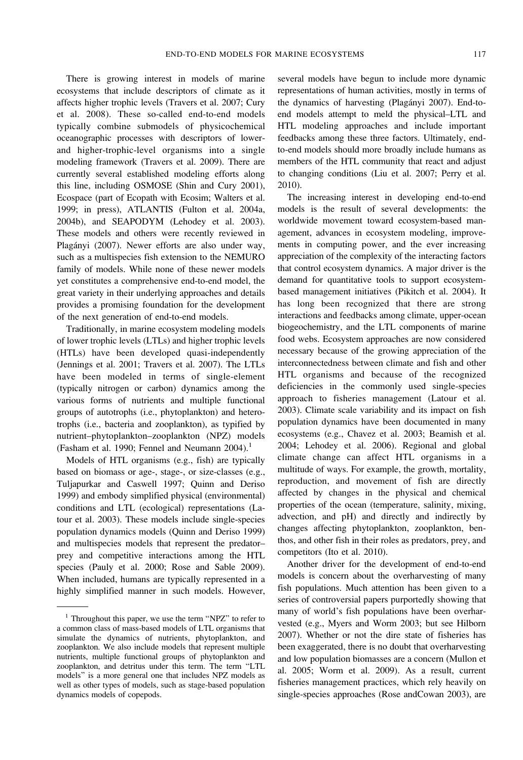There is growing interest in models of marine ecosystems that include descriptors of climate as it affects higher trophic levels (Travers et al. 2007; Cury et al. 2008). These so-called end-to-end models typically combine submodels of physicochemical oceanographic processes with descriptors of lower- and higher-trophic-level organisms into a single modeling framework (Travers et al. 2009). There are currently several established modeling efforts along this line, including OSMOSE (Shin and Cury 2001), Ecospace (part of Ecopath with Ecosim; Walters et al. 1999; in press), ATLANTIS (Fulton et al. 2004a, 2004b), and SEAPODYM (Lehodey et al. 2003). These models and others were recently reviewed in Plagányi (2007). Newer efforts are also under way, such as a multispecies fish extension to the NEMURO family of models. While none of these newer models yet constitutes a comprehensive end-to-end model, the great variety in their underlying approaches and details provides a promising foundation for the development of the next generation of end-to-end models.

Traditionally, in marine ecosystem modeling models of lower trophic levels (LTLs) and higher trophic levels (HTLs) have been developed quasi-independently (Jennings et al. 2001; Travers et al. 2007). The LTLs have been modeled in terms of single-element (typically nitrogen or carbon) dynamics among the various forms of nutrients and multiple functional groups of autotrophs (i.e., phytoplankton) and heterotrophs (i.e., bacteria and zooplankton), as typified by nutrient–phytoplankton–zooplankton (NPZ) models (Fasham et al. 1990; Fennel and Neumann 2004).[1]

Models of HTL organisms (e.g., fish) are typically based on biomass or age-, stage-, or size-classes (e.g., Tuljapurkar and Caswell 1997; Quinn and Deriso 1999) and embody simplified physical (environmental) conditions and LTL (ecological) representations (Latour et al. 2003). These models include single-species population dynamics models (Quinn and Deriso 1999) and multispecies models that represent the predator–prey and competitive interactions among the HTL species (Pauly et al. 2000; Rose and Sable 2009). When included, humans are typically represented in a highly simplified manner in such models. However, several models have begun to include more dynamic representations of human activities, mostly in terms of the dynamics of harvesting (Plagányi 2007). End-to-end models attempt to meld the physical–LTL and HTL modeling approaches and include important feedbacks among these three factors. Ultimately, end-to-end models should more broadly include humans as members of the HTL community that react and adjust to changing conditions (Liu et al. 2007; Perry et al. 2010).

The increasing interest in developing end-to-end models is the result of several developments: the worldwide movement toward ecosystem-based management, advances in ecosystem modeling, improvements in computing power, and the ever increasing appreciation of the complexity of the interacting factors that control ecosystem dynamics. A major driver is the demand for quantitative tools to support ecosystem-based management initiatives (Pikitch et al. 2004). It has long been recognized that there are strong interactions and feedbacks among climate, upper-ocean biogeochemistry, and the LTL components of marine food webs. Ecosystem approaches are now considered necessary because of the growing appreciation of the interconnectedness between climate and fish and other HTL organisms and because of the recognized deficiencies in the commonly used single-species approach to fisheries management (Latour et al. 2003). Climate scale variability and its impact on fish population dynamics have been documented in many ecosystems (e.g., Chavez et al. 2003; Beamish et al. 2004; Lehodey et al. 2006). Regional and global climate change can affect HTL organisms in a multitude of ways. For example, the growth, mortality, reproduction, and movement of fish are directly affected by changes in the physical and chemical properties of the ocean (temperature, salinity, mixing, advection, and pH) and directly and indirectly by changes affecting phytoplankton, zooplankton, benthos, and other fish in their roles as predators, prey, and competitors (Ito et al. 2010).

Another driver for the development of end-to-end models is concern about the overharvesting of many fish populations. Much attention has been given to a series of controversial papers purportedly showing that many of world's fish populations have been overharvested (e.g., Myers and Worm 2003; but see Hilborn 2007). Whether or not the dire state of fisheries has been exaggerated, there is no doubt that overharvesting and low population biomasses are a concern (Mullon et al. 2005; Worm et al. 2009). As a result, current fisheries management practices, which rely heavily on single-species approaches (Rose andCowan 2003), are

[1] Throughout this paper, we use the term "NPZ" to refer to a common class of mass-based models of LTL organisms that simulate the dynamics of nutrients, phytoplankton, and zooplankton. We also include models that represent multiple nutrients, multiple functional groups of phytoplankton and zooplankton, and detritus under this term. The term "LTL models" is a more general one that includes NPZ models as well as other types of models, such as stage-based population dynamics models of copepods.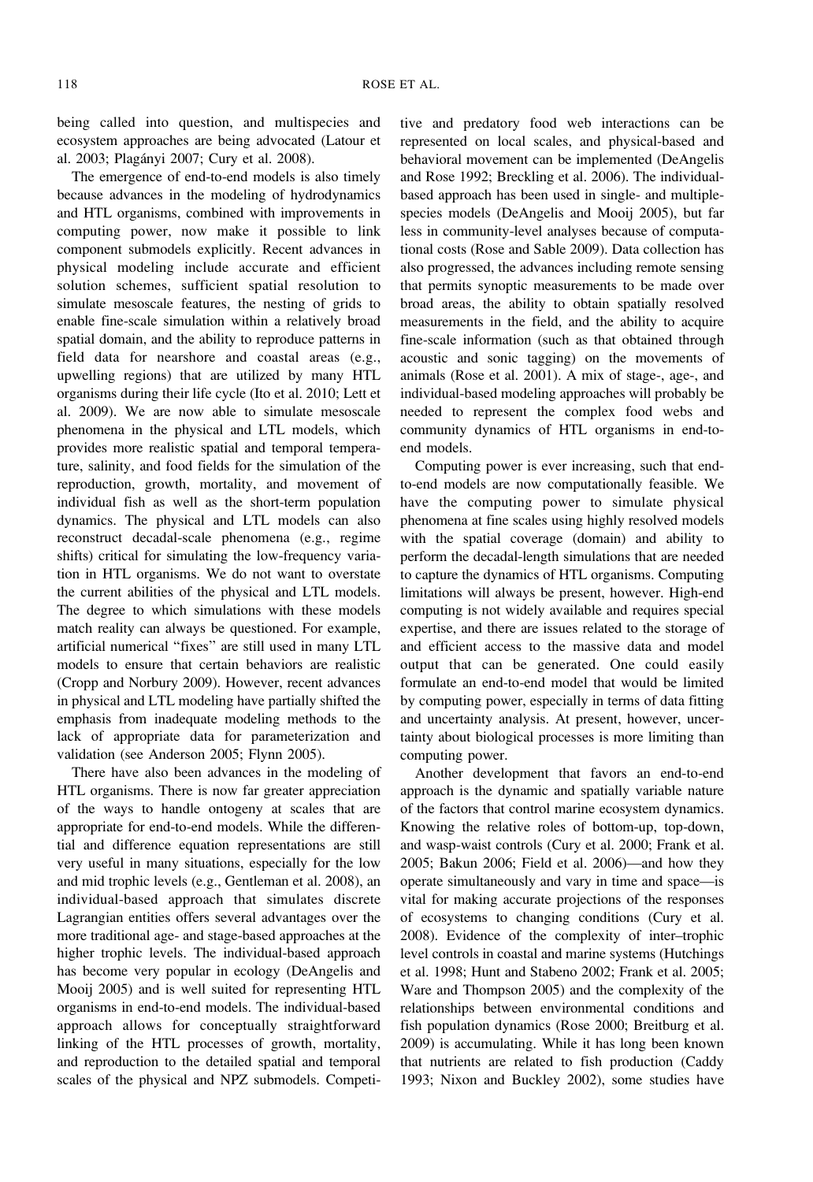being called into question, and multispecies and ecosystem approaches are being advocated (Latour et al. 2003; Plagányi 2007; Cury et al. 2008).

The emergence of end-to-end models is also timely because advances in the modeling of hydrodynamics and HTL organisms, combined with improvements in computing power, now make it possible to link component submodels explicitly. Recent advances in physical modeling include accurate and efficient solution schemes, sufficient spatial resolution to simulate mesoscale features, the nesting of grids to enable fine-scale simulation within a relatively broad spatial domain, and the ability to reproduce patterns in field data for nearshore and coastal areas (e.g., upwelling regions) that are utilized by many HTL organisms during their life cycle (Ito et al. 2010; Lett et al. 2009). We are now able to simulate mesoscale phenomena in the physical and LTL models, which provides more realistic spatial and temporal temperature, salinity, and food fields for the simulation of the reproduction, growth, mortality, and movement of individual fish as well as the short-term population dynamics. The physical and LTL models can also reconstruct decadal-scale phenomena (e.g., regime shifts) critical for simulating the low-frequency variation in HTL organisms. We do not want to overstate the current abilities of the physical and LTL models. The degree to which simulations with these models match reality can always be questioned. For example, artificial numerical "fixes" are still used in many LTL models to ensure that certain behaviors are realistic (Cropp and Norbury 2009). However, recent advances in physical and LTL modeling have partially shifted the emphasis from inadequate modeling methods to the lack of appropriate data for parameterization and validation (see Anderson 2005; Flynn 2005).

There have also been advances in the modeling of HTL organisms. There is now far greater appreciation of the ways to handle ontogeny at scales that are appropriate for end-to-end models. While the differential and difference equation representations are still very useful in many situations, especially for the low and mid trophic levels (e.g., Gentleman et al. 2008), an individual-based approach that simulates discrete Lagrangian entities offers several advantages over the more traditional age- and stage-based approaches at the higher trophic levels. The individual-based approach has become very popular in ecology (DeAngelis and Mooij 2005) and is well suited for representing HTL organisms in end-to-end models. The individual-based approach allows for conceptually straightforward linking of the HTL processes of growth, mortality, and reproduction to the detailed spatial and temporal scales of the physical and NPZ submodels. Competitive and predatory food web interactions can be represented on local scales, and physical-based and behavioral movement can be implemented (DeAngelis and Rose 1992; Breckling et al. 2006). The individual-based approach has been used in single- and multiple-species models (DeAngelis and Mooij 2005), but far less in community-level analyses because of computational costs (Rose and Sable 2009). Data collection has also progressed, the advances including remote sensing that permits synoptic measurements to be made over broad areas, the ability to obtain spatially resolved measurements in the field, and the ability to acquire fine-scale information (such as that obtained through acoustic and sonic tagging) on the movements of animals (Rose et al. 2001). A mix of stage-, age-, and individual-based modeling approaches will probably be needed to represent the complex food webs and community dynamics of HTL organisms in end-to-end models.

Computing power is ever increasing, such that end-to-end models are now computationally feasible. We have the computing power to simulate physical phenomena at fine scales using highly resolved models with the spatial coverage (domain) and ability to perform the decadal-length simulations that are needed to capture the dynamics of HTL organisms. Computing limitations will always be present, however. High-end computing is not widely available and requires special expertise, and there are issues related to the storage of and efficient access to the massive data and model output that can be generated. One could easily formulate an end-to-end model that would be limited by computing power, especially in terms of data fitting and uncertainty analysis. At present, however, uncertainty about biological processes is more limiting than computing power.

Another development that favors an end-to-end approach is the dynamic and spatially variable nature of the factors that control marine ecosystem dynamics. Knowing the relative roles of bottom-up, top-down, and wasp-waist controls (Cury et al. 2000; Frank et al. 2005; Bakun 2006; Field et al. 2006)—and how they operate simultaneously and vary in time and space—is vital for making accurate projections of the responses of ecosystems to changing conditions (Cury et al. 2008). Evidence of the complexity of inter–trophic level controls in coastal and marine systems (Hutchings et al. 1998; Hunt and Stabeno 2002; Frank et al. 2005; Ware and Thompson 2005) and the complexity of the relationships between environmental conditions and fish population dynamics (Rose 2000; Breitburg et al. 2009) is accumulating. While it has long been known that nutrients are related to fish production (Caddy 1993; Nixon and Buckley 2002), some studies have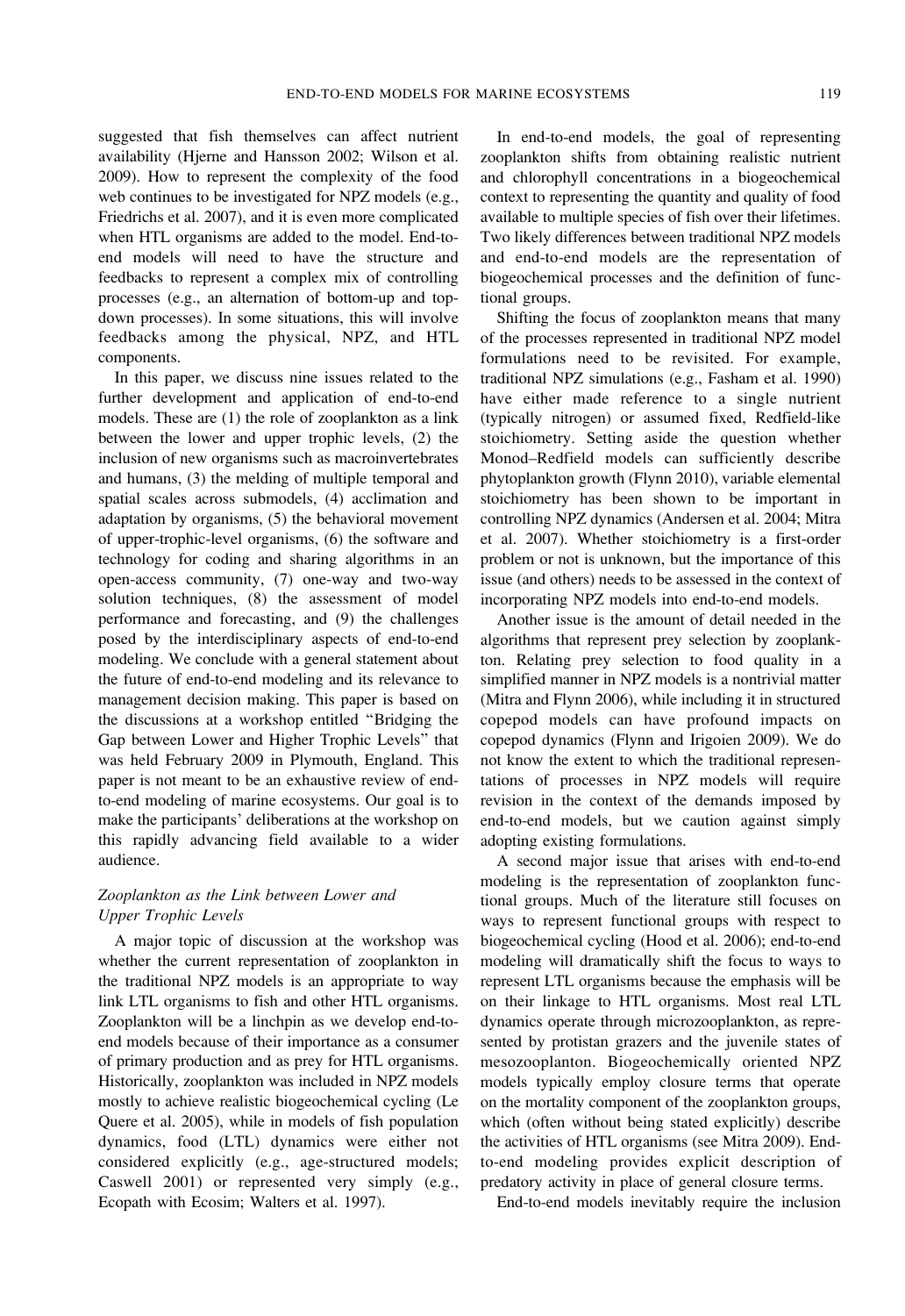suggested that fish themselves can affect nutrient availability (Hjerne and Hansson 2002; Wilson et al. 2009). How to represent the complexity of the food web continues to be investigated for NPZ models (e.g., Friedrichs et al. 2007), and it is even more complicated when HTL organisms are added to the model. End-to-end models will need to have the structure and feedbacks to represent a complex mix of controlling processes (e.g., an alternation of bottom-up and top-down processes). In some situations, this will involve feedbacks among the physical, NPZ, and HTL components.

In this paper, we discuss nine issues related to the further development and application of end-to-end models. These are (1) the role of zooplankton as a link between the lower and upper trophic levels, (2) the inclusion of new organisms such as macroinvertebrates and humans, (3) the melding of multiple temporal and spatial scales across submodels, (4) acclimation and adaptation by organisms, (5) the behavioral movement of upper-trophic-level organisms, (6) the software and technology for coding and sharing algorithms in an open-access community, (7) one-way and two-way solution techniques, (8) the assessment of model performance and forecasting, and (9) the challenges posed by the interdisciplinary aspects of end-to-end modeling. We conclude with a general statement about the future of end-to-end modeling and its relevance to management decision making. This paper is based on the discussions at a workshop entitled "Bridging the Gap between Lower and Higher Trophic Levels" that was held February 2009 in Plymouth, England. This paper is not meant to be an exhaustive review of end-to-end modeling of marine ecosystems. Our goal is to make the participants' deliberations at the workshop on this rapidly advancing field available to a wider audience.

## *Zooplankton as the Link between Lower and Upper Trophic Levels*

A major topic of discussion at the workshop was whether the current representation of zooplankton in the traditional NPZ models is an appropriate to way link LTL organisms to fish and other HTL organisms. Zooplankton will be a linchpin as we develop end-to-end models because of their importance as a consumer of primary production and as prey for HTL organisms. Historically, zooplankton was included in NPZ models mostly to achieve realistic biogeochemical cycling (Le Quere et al. 2005), while in models of fish population dynamics, food (LTL) dynamics were either not considered explicitly (e.g., age-structured models; Caswell 2001) or represented very simply (e.g., Ecopath with Ecosim; Walters et al. 1997).

In end-to-end models, the goal of representing zooplankton shifts from obtaining realistic nutrient and chlorophyll concentrations in a biogeochemical context to representing the quantity and quality of food available to multiple species of fish over their lifetimes. Two likely differences between traditional NPZ models and end-to-end models are the representation of biogeochemical processes and the definition of functional groups.

Shifting the focus of zooplankton means that many of the processes represented in traditional NPZ model formulations need to be revisited. For example, traditional NPZ simulations (e.g., Fasham et al. 1990) have either made reference to a single nutrient (typically nitrogen) or assumed fixed, Redfield-like stoichiometry. Setting aside the question whether Monod–Redfield models can sufficiently describe phytoplankton growth (Flynn 2010), variable elemental stoichiometry has been shown to be important in controlling NPZ dynamics (Andersen et al. 2004; Mitra et al. 2007). Whether stoichiometry is a first-order problem or not is unknown, but the importance of this issue (and others) needs to be assessed in the context of incorporating NPZ models into end-to-end models.

Another issue is the amount of detail needed in the algorithms that represent prey selection by zooplankton. Relating prey selection to food quality in a simplified manner in NPZ models is a nontrivial matter (Mitra and Flynn 2006), while including it in structured copepod models can have profound impacts on copepod dynamics (Flynn and Irigoien 2009). We do not know the extent to which the traditional representations of processes in NPZ models will require revision in the context of the demands imposed by end-to-end models, but we caution against simply adopting existing formulations.

A second major issue that arises with end-to-end modeling is the representation of zooplankton functional groups. Much of the literature still focuses on ways to represent functional groups with respect to biogeochemical cycling (Hood et al. 2006); end-to-end modeling will dramatically shift the focus to ways to represent LTL organisms because the emphasis will be on their linkage to HTL organisms. Most real LTL dynamics operate through microzooplankton, as represented by protistan grazers and the juvenile states of mesozooplanton. Biogeochemically oriented NPZ models typically employ closure terms that operate on the mortality component of the zooplankton groups, which (often without being stated explicitly) describe the activities of HTL organisms (see Mitra 2009). End-to-end modeling provides explicit description of predatory activity in place of general closure terms.

End-to-end models inevitably require the inclusion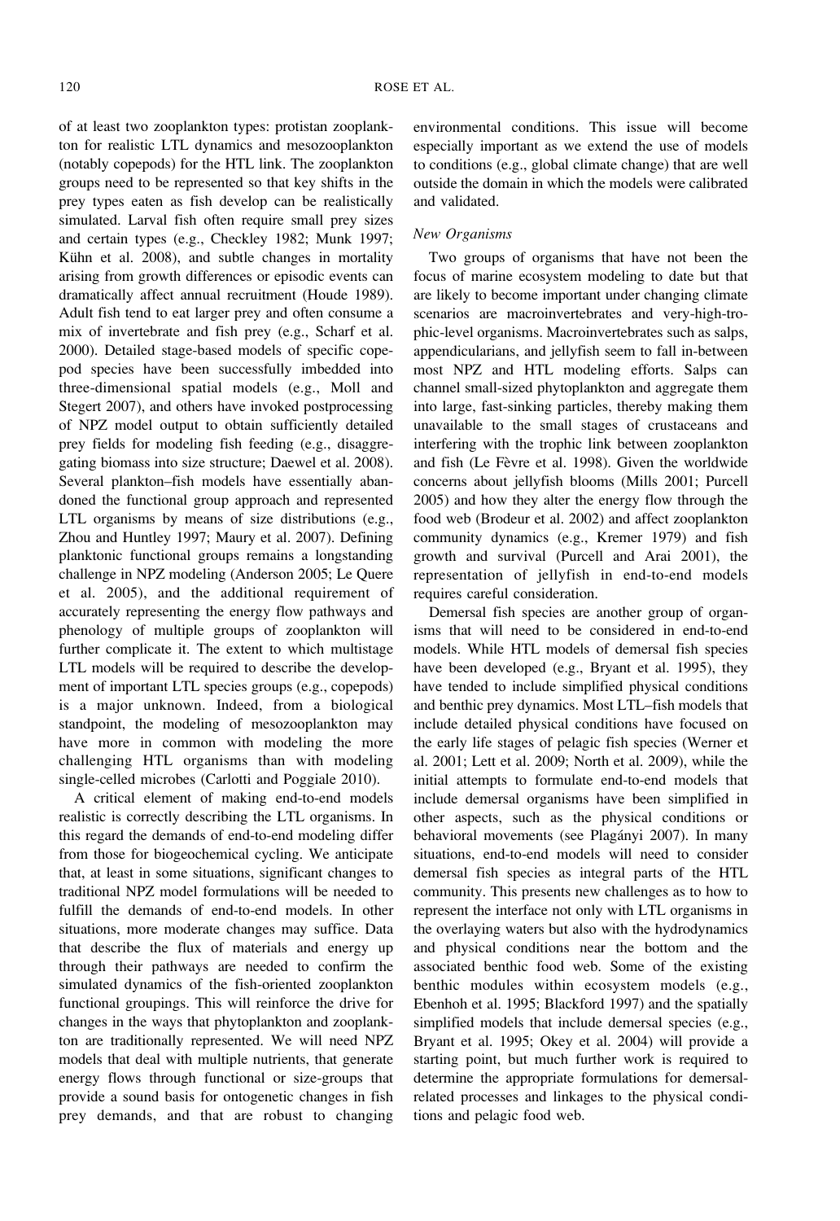of at least two zooplankton types: protistan zooplankton for realistic LTL dynamics and mesozooplankton (notably copepods) for the HTL link. The zooplankton groups need to be represented so that key shifts in the prey types eaten as fish develop can be realistically simulated. Larval fish often require small prey sizes and certain types (e.g., Checkley 1982; Munk 1997; Kühn et al. 2008), and subtle changes in mortality arising from growth differences or episodic events can dramatically affect annual recruitment (Houde 1989). Adult fish tend to eat larger prey and often consume a mix of invertebrate and fish prey (e.g., Scharf et al. 2000). Detailed stage-based models of specific copepod species have been successfully imbedded into three-dimensional spatial models (e.g., Moll and Stegert 2007), and others have invoked postprocessing of NPZ model output to obtain sufficiently detailed prey fields for modeling fish feeding (e.g., disaggregating biomass into size structure; Daewel et al. 2008). Several plankton–fish models have essentially abandoned the functional group approach and represented LTL organisms by means of size distributions (e.g., Zhou and Huntley 1997; Maury et al. 2007). Defining planktonic functional groups remains a longstanding challenge in NPZ modeling (Anderson 2005; Le Quere et al. 2005), and the additional requirement of accurately representing the energy flow pathways and phenology of multiple groups of zooplankton will further complicate it. The extent to which multistage LTL models will be required to describe the development of important LTL species groups (e.g., copepods) is a major unknown. Indeed, from a biological standpoint, the modeling of mesozooplankton may have more in common with modeling the more challenging HTL organisms than with modeling single-celled microbes (Carlotti and Poggiale 2010).

A critical element of making end-to-end models realistic is correctly describing the LTL organisms. In this regard the demands of end-to-end modeling differ from those for biogeochemical cycling. We anticipate that, at least in some situations, significant changes to traditional NPZ model formulations will be needed to fulfill the demands of end-to-end models. In other situations, more moderate changes may suffice. Data that describe the flux of materials and energy up through their pathways are needed to confirm the simulated dynamics of the fish-oriented zooplankton functional groupings. This will reinforce the drive for changes in the ways that phytoplankton and zooplankton are traditionally represented. We will need NPZ models that deal with multiple nutrients, that generate energy flows through functional or size-groups that provide a sound basis for ontogenetic changes in fish prey demands, and that are robust to changing environmental conditions. This issue will become especially important as we extend the use of models to conditions (e.g., global climate change) that are well outside the domain in which the models were calibrated and validated.

### *New Organisms*

Two groups of organisms that have not been the focus of marine ecosystem modeling to date but that are likely to become important under changing climate scenarios are macroinvertebrates and very-high-trophic-level organisms. Macroinvertebrates such as salps, appendicularians, and jellyfish seem to fall in-between most NPZ and HTL modeling efforts. Salps can channel small-sized phytoplankton and aggregate them into large, fast-sinking particles, thereby making them unavailable to the small stages of crustaceans and interfering with the trophic link between zooplankton and fish (Le Fèvre et al. 1998). Given the worldwide concerns about jellyfish blooms (Mills 2001; Purcell 2005) and how they alter the energy flow through the food web (Brodeur et al. 2002) and affect zooplankton community dynamics (e.g., Kremer 1979) and fish growth and survival (Purcell and Arai 2001), the representation of jellyfish in end-to-end models requires careful consideration.

Demersal fish species are another group of organisms that will need to be considered in end-to-end models. While HTL models of demersal fish species have been developed (e.g., Bryant et al. 1995), they have tended to include simplified physical conditions and benthic prey dynamics. Most LTL–fish models that include detailed physical conditions have focused on the early life stages of pelagic fish species (Werner et al. 2001; Lett et al. 2009; North et al. 2009), while the initial attempts to formulate end-to-end models that include demersal organisms have been simplified in other aspects, such as the physical conditions or behavioral movements (see Plagányi 2007). In many situations, end-to-end models will need to consider demersal fish species as integral parts of the HTL community. This presents new challenges as to how to represent the interface not only with LTL organisms in the overlaying waters but also with the hydrodynamics and physical conditions near the bottom and the associated benthic food web. Some of the existing benthic modules within ecosystem models (e.g., Ebenhoh et al. 1995; Blackford 1997) and the spatially simplified models that include demersal species (e.g., Bryant et al. 1995; Okey et al. 2004) will provide a starting point, but much further work is required to determine the appropriate formulations for demersal-related processes and linkages to the physical conditions and pelagic food web.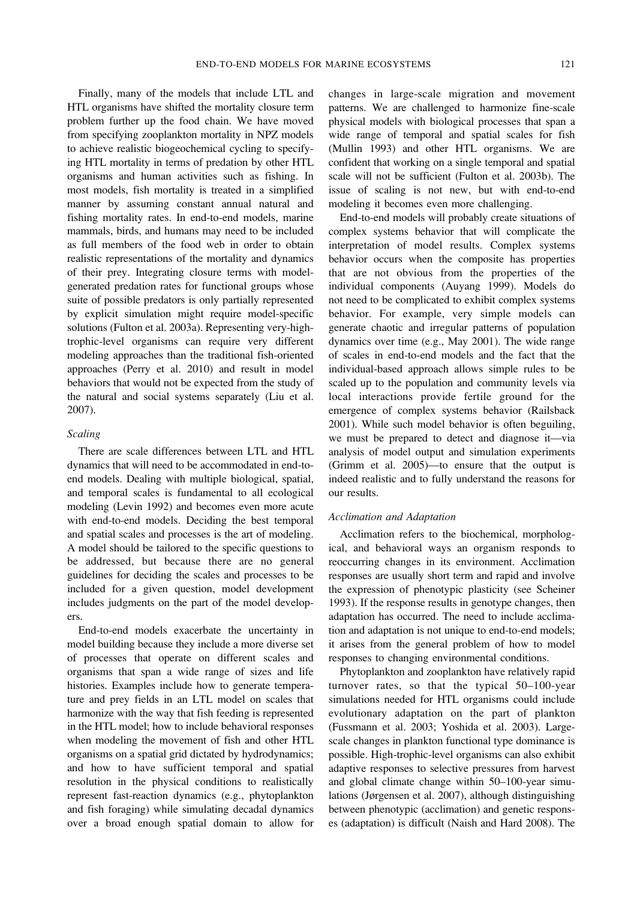Finally, many of the models that include LTL and HTL organisms have shifted the mortality closure term problem further up the food chain. We have moved from specifying zooplankton mortality in NPZ models to achieve realistic biogeochemical cycling to specifying HTL mortality in terms of predation by other HTL organisms and human activities such as fishing. In most models, fish mortality is treated in a simplified manner by assuming constant annual natural and fishing mortality rates. In end-to-end models, marine mammals, birds, and humans may need to be included as full members of the food web in order to obtain realistic representations of the mortality and dynamics of their prey. Integrating closure terms with model-generated predation rates for functional groups whose suite of possible predators is only partially represented by explicit simulation might require model-specific solutions (Fulton et al. 2003a). Representing very-high-trophic-level organisms can require very different modeling approaches than the traditional fish-oriented approaches (Perry et al. 2010) and result in model behaviors that would not be expected from the study of the natural and social systems separately (Liu et al. 2007).

### Scaling

There are scale differences between LTL and HTL dynamics that will need to be accommodated in end-to-end models. Dealing with multiple biological, spatial, and temporal scales is fundamental to all ecological modeling (Levin 1992) and becomes even more acute with end-to-end models. Deciding the best temporal and spatial scales and processes is the art of modeling. A model should be tailored to the specific questions to be addressed, but because there are no general guidelines for deciding the scales and processes to be included for a given question, model development includes judgments on the part of the model developers.

End-to-end models exacerbate the uncertainty in model building because they include a more diverse set of processes that operate on different scales and organisms that span a wide range of sizes and life histories. Examples include how to generate temperature and prey fields in an LTL model on scales that harmonize with the way that fish feeding is represented in the HTL model; how to include behavioral responses when modeling the movement of fish and other HTL organisms on a spatial grid dictated by hydrodynamics; and how to have sufficient temporal and spatial resolution in the physical conditions to realistically represent fast-reaction dynamics (e.g., phytoplankton and fish foraging) while simulating decadal dynamics over a broad enough spatial domain to allow for changes in large-scale migration and movement patterns. We are challenged to harmonize fine-scale physical models with biological processes that span a wide range of temporal and spatial scales for fish (Mullin 1993) and other HTL organisms. We are confident that working on a single temporal and spatial scale will not be sufficient (Fulton et al. 2003b). The issue of scaling is not new, but with end-to-end modeling it becomes even more challenging.

End-to-end models will probably create situations of complex systems behavior that will complicate the interpretation of model results. Complex systems behavior occurs when the composite has properties that are not obvious from the properties of the individual components (Auyang 1999). Models do not need to be complicated to exhibit complex systems behavior. For example, very simple models can generate chaotic and irregular patterns of population dynamics over time (e.g., May 2001). The wide range of scales in end-to-end models and the fact that the individual-based approach allows simple rules to be scaled up to the population and community levels via local interactions provide fertile ground for the emergence of complex systems behavior (Railsback 2001). While such model behavior is often beguiling, we must be prepared to detect and diagnose it—via analysis of model output and simulation experiments (Grimm et al. 2005)—to ensure that the output is indeed realistic and to fully understand the reasons for our results.

### Acclimation and Adaptation

Acclimation refers to the biochemical, morphological, and behavioral ways an organism responds to reoccurring changes in its environment. Acclimation responses are usually short term and rapid and involve the expression of phenotypic plasticity (see Scheiner 1993). If the response results in genotype changes, then adaptation has occurred. The need to include acclimation and adaptation is not unique to end-to-end models; it arises from the general problem of how to model responses to changing environmental conditions.

Phytoplankton and zooplankton have relatively rapid turnover rates, so that the typical 50–100-year simulations needed for HTL organisms could include evolutionary adaptation on the part of plankton (Fussmann et al. 2003; Yoshida et al. 2003). Large-scale changes in plankton functional type dominance is possible. High-trophic-level organisms can also exhibit adaptive responses to selective pressures from harvest and global climate change within 50–100-year simulations (Jørgensen et al. 2007), although distinguishing between phenotypic (acclimation) and genetic responses (adaptation) is difficult (Naish and Hard 2008). The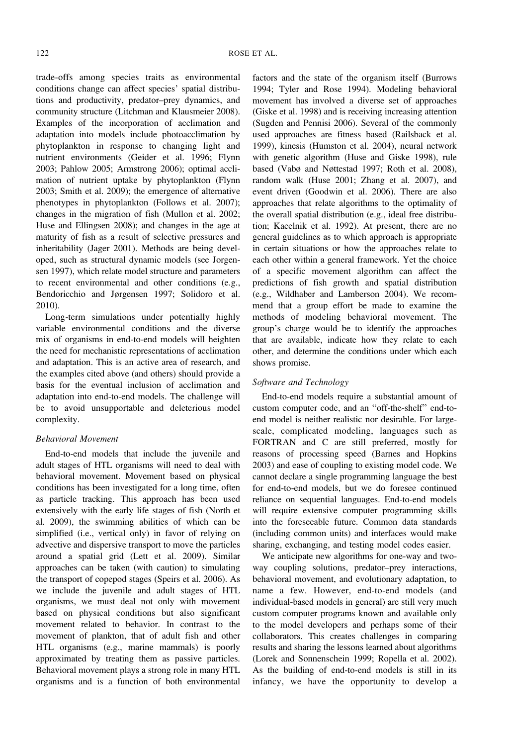trade-offs among species traits as environmental conditions change can affect species' spatial distributions and productivity, predator–prey dynamics, and community structure (Litchman and Klausmeier 2008). Examples of the incorporation of acclimation and adaptation into models include photoacclimation by phytoplankton in response to changing light and nutrient environments (Geider et al. 1996; Flynn 2003; Pahlow 2005; Armstrong 2006); optimal acclimation of nutrient uptake by phytoplankton (Flynn 2003; Smith et al. 2009); the emergence of alternative phenotypes in phytoplankton (Follows et al. 2007); changes in the migration of fish (Mullon et al. 2002; Huse and Ellingsen 2008); and changes in the age at maturity of fish as a result of selective pressures and inheritability (Jager 2001). Methods are being developed, such as structural dynamic models (see Jorgensen 1997), which relate model structure and parameters to recent environmental and other conditions (e.g., Bendoricchio and Jørgensen 1997; Solidoro et al. 2010).

Long-term simulations under potentially highly variable environmental conditions and the diverse mix of organisms in end-to-end models will heighten the need for mechanistic representations of acclimation and adaptation. This is an active area of research, and the examples cited above (and others) should provide a basis for the eventual inclusion of acclimation and adaptation into end-to-end models. The challenge will be to avoid unsupportable and deleterious model complexity.

### *Behavioral Movement*

End-to-end models that include the juvenile and adult stages of HTL organisms will need to deal with behavioral movement. Movement based on physical conditions has been investigated for a long time, often as particle tracking. This approach has been used extensively with the early life stages of fish (North et al. 2009), the swimming abilities of which can be simplified (i.e., vertical only) in favor of relying on advective and dispersive transport to move the particles around a spatial grid (Lett et al. 2009). Similar approaches can be taken (with caution) to simulating the transport of copepod stages (Speirs et al. 2006). As we include the juvenile and adult stages of HTL organisms, we must deal not only with movement based on physical conditions but also significant movement related to behavior. In contrast to the movement of plankton, that of adult fish and other HTL organisms (e.g., marine mammals) is poorly approximated by treating them as passive particles. Behavioral movement plays a strong role in many HTL organisms and is a function of both environmental factors and the state of the organism itself (Burrows 1994; Tyler and Rose 1994). Modeling behavioral movement has involved a diverse set of approaches (Giske et al. 1998) and is receiving increasing attention (Sugden and Pennisi 2006). Several of the commonly used approaches are fitness based (Railsback et al. 1999), kinesis (Humston et al. 2004), neural network with genetic algorithm (Huse and Giske 1998), rule based (Vabø and Nøttestad 1997; Roth et al. 2008), random walk (Huse 2001; Zhang et al. 2007), and event driven (Goodwin et al. 2006). There are also approaches that relate algorithms to the optimality of the overall spatial distribution (e.g., ideal free distribution; Kacelnik et al. 1992). At present, there are no general guidelines as to which approach is appropriate in certain situations or how the approaches relate to each other within a general framework. Yet the choice of a specific movement algorithm can affect the predictions of fish growth and spatial distribution (e.g., Wildhaber and Lamberson 2004). We recommend that a group effort be made to examine the methods of modeling behavioral movement. The group's charge would be to identify the approaches that are available, indicate how they relate to each other, and determine the conditions under which each shows promise.

### *Software and Technology*

End-to-end models require a substantial amount of custom computer code, and an "off-the-shelf" end-to-end model is neither realistic nor desirable. For large-scale, complicated modeling, languages such as FORTRAN and C are still preferred, mostly for reasons of processing speed (Barnes and Hopkins 2003) and ease of coupling to existing model code. We cannot declare a single programming language the best for end-to-end models, but we do foresee continued reliance on sequential languages. End-to-end models will require extensive computer programming skills into the foreseeable future. Common data standards (including common units) and interfaces would make sharing, exchanging, and testing model codes easier.

We anticipate new algorithms for one-way and two-way coupling solutions, predator–prey interactions, behavioral movement, and evolutionary adaptation, to name a few. However, end-to-end models (and individual-based models in general) are still very much custom computer programs known and available only to the model developers and perhaps some of their collaborators. This creates challenges in comparing results and sharing the lessons learned about algorithms (Lorek and Sonnenschein 1999; Ropella et al. 2002). As the building of end-to-end models is still in its infancy, we have the opportunity to develop a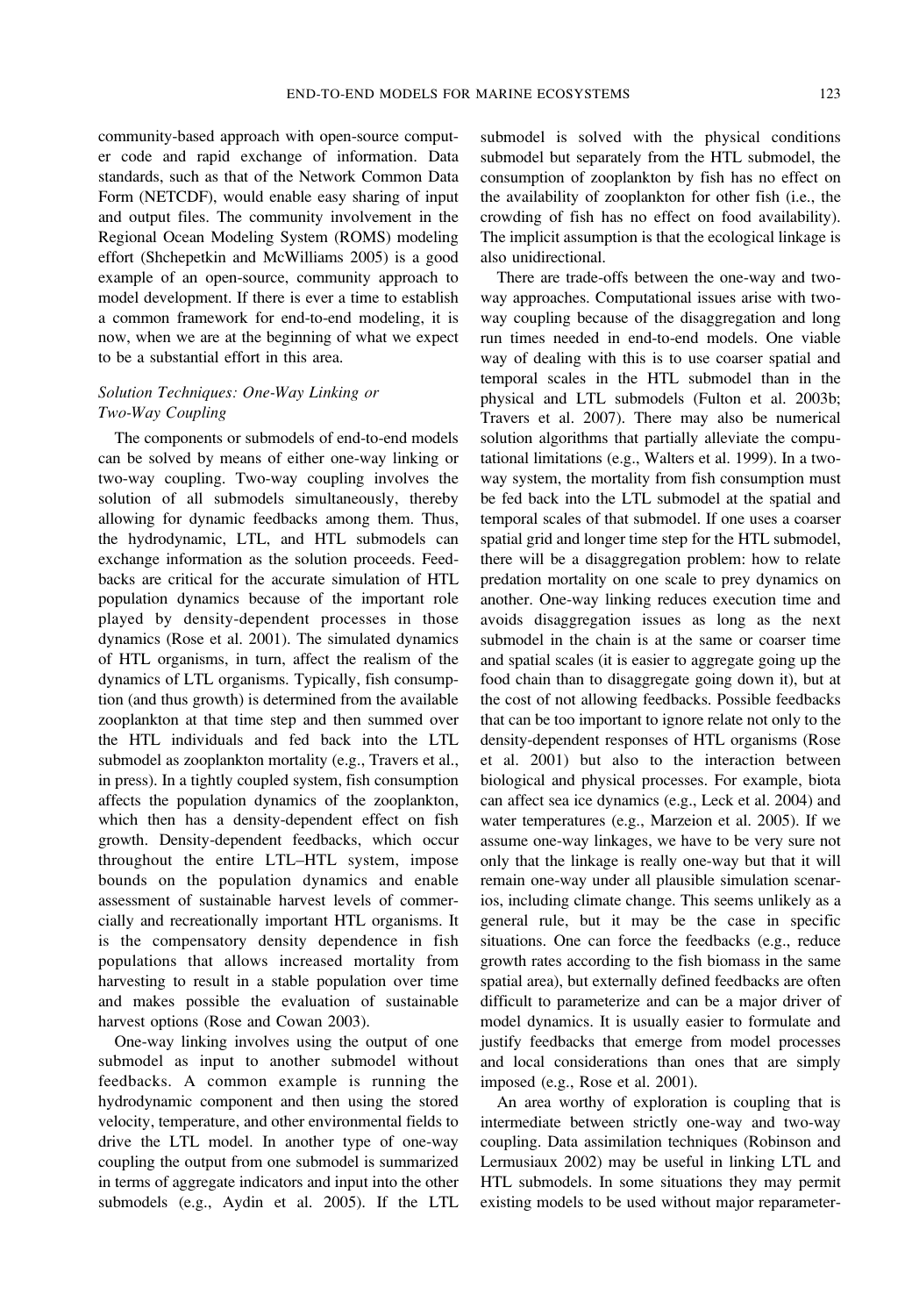community-based approach with open-source computer code and rapid exchange of information. Data standards, such as that of the Network Common Data Form (NETCDF), would enable easy sharing of input and output files. The community involvement in the Regional Ocean Modeling System (ROMS) modeling effort (Shchepetkin and McWilliams 2005) is a good example of an open-source, community approach to model development. If there is ever a time to establish a common framework for end-to-end modeling, it is now, when we are at the beginning of what we expect to be a substantial effort in this area.

### *Solution Techniques: One-Way Linking or Two-Way Coupling*

The components or submodels of end-to-end models can be solved by means of either one-way linking or two-way coupling. Two-way coupling involves the solution of all submodels simultaneously, thereby allowing for dynamic feedbacks among them. Thus, the hydrodynamic, LTL, and HTL submodels can exchange information as the solution proceeds. Feedbacks are critical for the accurate simulation of HTL population dynamics because of the important role played by density-dependent processes in those dynamics (Rose et al. 2001). The simulated dynamics of HTL organisms, in turn, affect the realism of the dynamics of LTL organisms. Typically, fish consumption (and thus growth) is determined from the available zooplankton at that time step and then summed over the HTL individuals and fed back into the LTL submodel as zooplankton mortality (e.g., Travers et al., in press). In a tightly coupled system, fish consumption affects the population dynamics of the zooplankton, which then has a density-dependent effect on fish growth. Density-dependent feedbacks, which occur throughout the entire LTL–HTL system, impose bounds on the population dynamics and enable assessment of sustainable harvest levels of commercially and recreationally important HTL organisms. It is the compensatory density dependence in fish populations that allows increased mortality from harvesting to result in a stable population over time and makes possible the evaluation of sustainable harvest options (Rose and Cowan 2003).

One-way linking involves using the output of one submodel as input to another submodel without feedbacks. A common example is running the hydrodynamic component and then using the stored velocity, temperature, and other environmental fields to drive the LTL model. In another type of one-way coupling the output from one submodel is summarized in terms of aggregate indicators and input into the other submodels (e.g., Aydin et al. 2005). If the LTL submodel is solved with the physical conditions submodel but separately from the HTL submodel, the consumption of zooplankton by fish has no effect on the availability of zooplankton for other fish (i.e., the crowding of fish has no effect on food availability). The implicit assumption is that the ecological linkage is also unidirectional.

There are trade-offs between the one-way and two-way approaches. Computational issues arise with two-way coupling because of the disaggregation and long run times needed in end-to-end models. One viable way of dealing with this is to use coarser spatial and temporal scales in the HTL submodel than in the physical and LTL submodels (Fulton et al. 2003b; Travers et al. 2007). There may also be numerical solution algorithms that partially alleviate the computational limitations (e.g., Walters et al. 1999). In a two-way system, the mortality from fish consumption must be fed back into the LTL submodel at the spatial and temporal scales of that submodel. If one uses a coarser spatial grid and longer time step for the HTL submodel, there will be a disaggregation problem: how to relate predation mortality on one scale to prey dynamics on another. One-way linking reduces execution time and avoids disaggregation issues as long as the next submodel in the chain is at the same or coarser time and spatial scales (it is easier to aggregate going up the food chain than to disaggregate going down it), but at the cost of not allowing feedbacks. Possible feedbacks that can be too important to ignore relate not only to the density-dependent responses of HTL organisms (Rose et al. 2001) but also to the interaction between biological and physical processes. For example, biota can affect sea ice dynamics (e.g., Leck et al. 2004) and water temperatures (e.g., Marzeion et al. 2005). If we assume one-way linkages, we have to be very sure not only that the linkage is really one-way but that it will remain one-way under all plausible simulation scenarios, including climate change. This seems unlikely as a general rule, but it may be the case in specific situations. One can force the feedbacks (e.g., reduce growth rates according to the fish biomass in the same spatial area), but externally defined feedbacks are often difficult to parameterize and can be a major driver of model dynamics. It is usually easier to formulate and justify feedbacks that emerge from model processes and local considerations than ones that are simply imposed (e.g., Rose et al. 2001).

An area worthy of exploration is coupling that is intermediate between strictly one-way and two-way coupling. Data assimilation techniques (Robinson and Lermusiaux 2002) may be useful in linking LTL and HTL submodels. In some situations they may permit existing models to be used without major reparameter-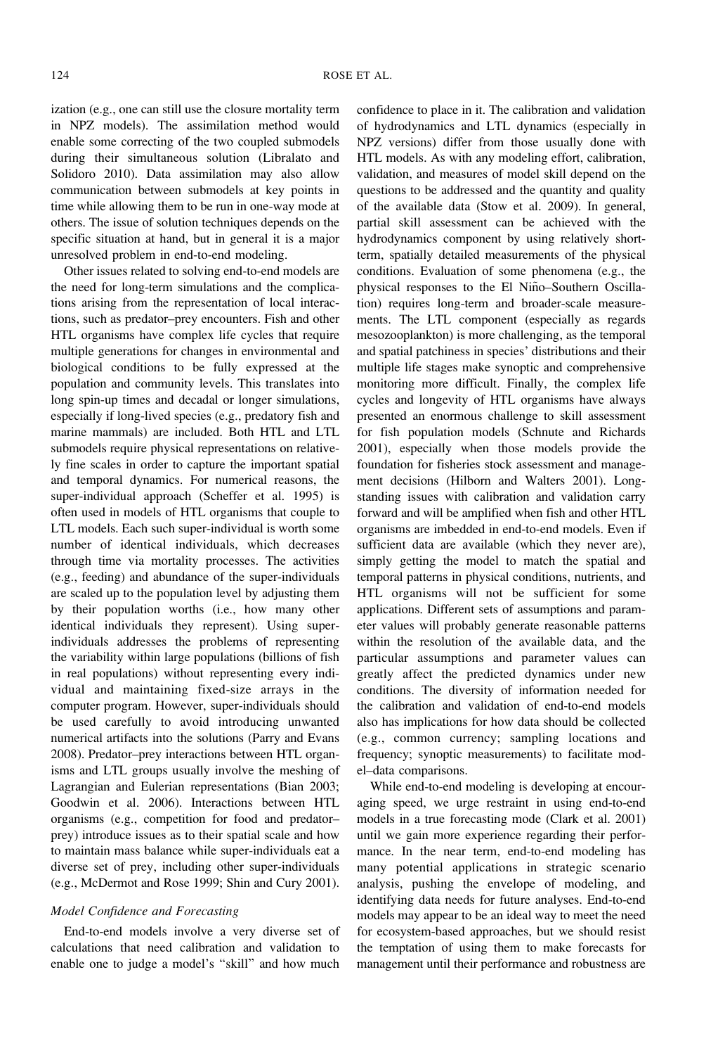ization (e.g., one can still use the closure mortality term in NPZ models). The assimilation method would enable some correcting of the two coupled submodels during their simultaneous solution (Libralato and Solidoro 2010). Data assimilation may also allow communication between submodels at key points in time while allowing them to be run in one-way mode at others. The issue of solution techniques depends on the specific situation at hand, but in general it is a major unresolved problem in end-to-end modeling.

Other issues related to solving end-to-end models are the need for long-term simulations and the complications arising from the representation of local interactions, such as predator–prey encounters. Fish and other HTL organisms have complex life cycles that require multiple generations for changes in environmental and biological conditions to be fully expressed at the population and community levels. This translates into long spin-up times and decadal or longer simulations, especially if long-lived species (e.g., predatory fish and marine mammals) are included. Both HTL and LTL submodels require physical representations on relatively fine scales in order to capture the important spatial and temporal dynamics. For numerical reasons, the super-individual approach (Scheffer et al. 1995) is often used in models of HTL organisms that couple to LTL models. Each such super-individual is worth some number of identical individuals, which decreases through time via mortality processes. The activities (e.g., feeding) and abundance of the super-individuals are scaled up to the population level by adjusting them by their population worths (i.e., how many other identical individuals they represent). Using super-individuals addresses the problems of representing the variability within large populations (billions of fish in real populations) without representing every individual and maintaining fixed-size arrays in the computer program. However, super-individuals should be used carefully to avoid introducing unwanted numerical artifacts into the solutions (Parry and Evans 2008). Predator–prey interactions between HTL organisms and LTL groups usually involve the meshing of Lagrangian and Eulerian representations (Bian 2003; Goodwin et al. 2006). Interactions between HTL organisms (e.g., competition for food and predator–prey) introduce issues as to their spatial scale and how to maintain mass balance while super-individuals eat a diverse set of prey, including other super-individuals (e.g., McDermot and Rose 1999; Shin and Cury 2001).

### *Model Confidence and Forecasting*

End-to-end models involve a very diverse set of calculations that need calibration and validation to enable one to judge a model's "skill" and how much confidence to place in it. The calibration and validation of hydrodynamics and LTL dynamics (especially in NPZ versions) differ from those usually done with HTL models. As with any modeling effort, calibration, validation, and measures of model skill depend on the questions to be addressed and the quantity and quality of the available data (Stow et al. 2009). In general, partial skill assessment can be achieved with the hydrodynamics component by using relatively short-term, spatially detailed measurements of the physical conditions. Evaluation of some phenomena (e.g., the physical responses to the El Niño–Southern Oscillation) requires long-term and broader-scale measurements. The LTL component (especially as regards mesozooplankton) is more challenging, as the temporal and spatial patchiness in species' distributions and their multiple life stages make synoptic and comprehensive monitoring more difficult. Finally, the complex life cycles and longevity of HTL organisms have always presented an enormous challenge to skill assessment for fish population models (Schnute and Richards 2001), especially when those models provide the foundation for fisheries stock assessment and management decisions (Hilborn and Walters 2001). Long-standing issues with calibration and validation carry forward and will be amplified when fish and other HTL organisms are imbedded in end-to-end models. Even if sufficient data are available (which they never are), simply getting the model to match the spatial and temporal patterns in physical conditions, nutrients, and HTL organisms will not be sufficient for some applications. Different sets of assumptions and parameter values will probably generate reasonable patterns within the resolution of the available data, and the particular assumptions and parameter values can greatly affect the predicted dynamics under new conditions. The diversity of information needed for the calibration and validation of end-to-end models also has implications for how data should be collected (e.g., common currency; sampling locations and frequency; synoptic measurements) to facilitate model–data comparisons.

While end-to-end modeling is developing at encouraging speed, we urge restraint in using end-to-end models in a true forecasting mode (Clark et al. 2001) until we gain more experience regarding their performance. In the near term, end-to-end modeling has many potential applications in strategic scenario analysis, pushing the envelope of modeling, and identifying data needs for future analyses. End-to-end models may appear to be an ideal way to meet the need for ecosystem-based approaches, but we should resist the temptation of using them to make forecasts for management until their performance and robustness are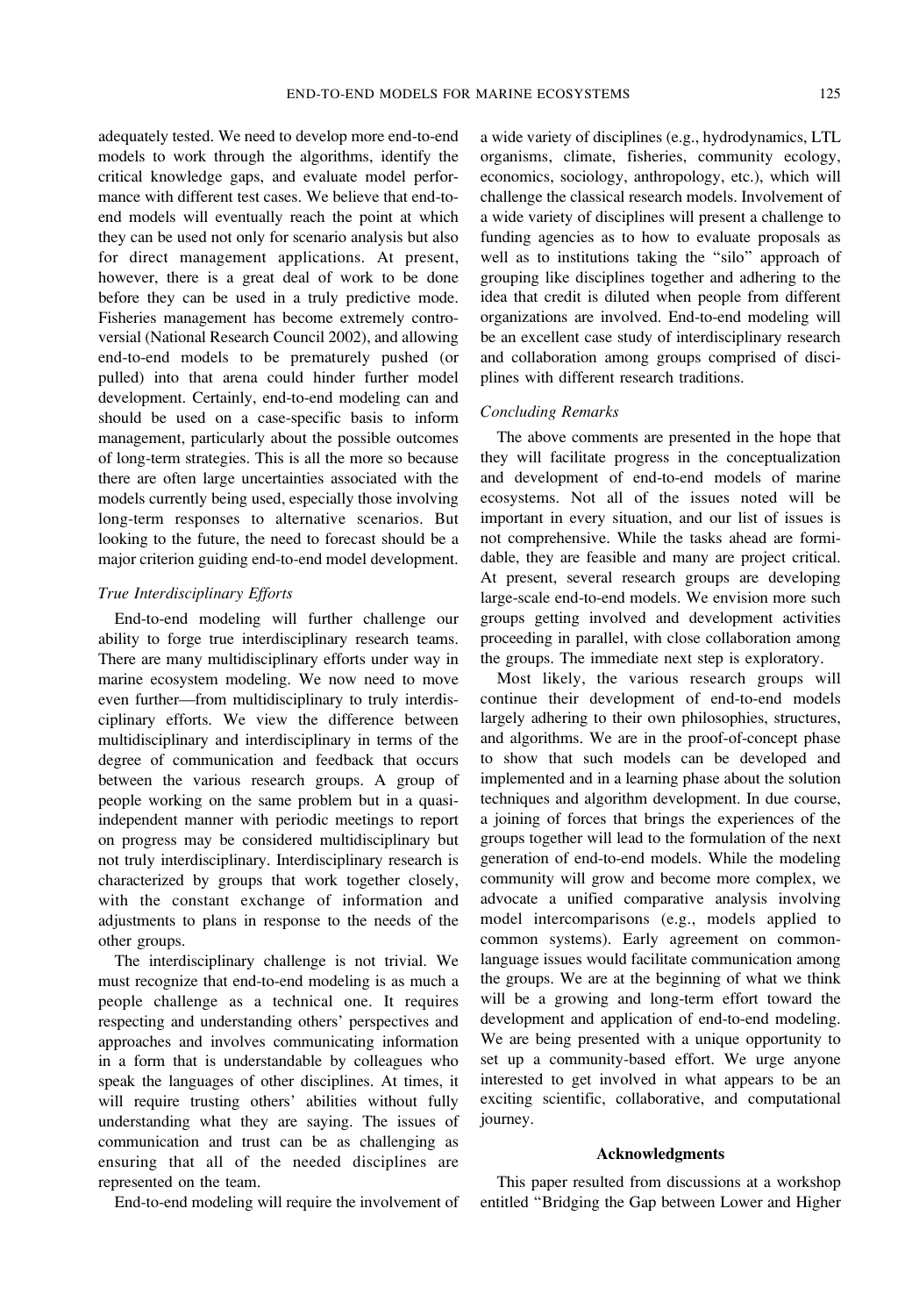adequately tested. We need to develop more end-to-end models to work through the algorithms, identify the critical knowledge gaps, and evaluate model performance with different test cases. We believe that end-to-end models will eventually reach the point at which they can be used not only for scenario analysis but also for direct management applications. At present, however, there is a great deal of work to be done before they can be used in a truly predictive mode. Fisheries management has become extremely controversial (National Research Council 2002), and allowing end-to-end models to be prematurely pushed (or pulled) into that arena could hinder further model development. Certainly, end-to-end modeling can and should be used on a case-specific basis to inform management, particularly about the possible outcomes of long-term strategies. This is all the more so because there are often large uncertainties associated with the models currently being used, especially those involving long-term responses to alternative scenarios. But looking to the future, the need to forecast should be a major criterion guiding end-to-end model development.

### *True Interdisciplinary Efforts*

End-to-end modeling will further challenge our ability to forge true interdisciplinary research teams. There are many multidisciplinary efforts under way in marine ecosystem modeling. We now need to move even further—from multidisciplinary to truly interdisciplinary efforts. We view the difference between multidisciplinary and interdisciplinary in terms of the degree of communication and feedback that occurs between the various research groups. A group of people working on the same problem but in a quasi-independent manner with periodic meetings to report on progress may be considered multidisciplinary but not truly interdisciplinary. Interdisciplinary research is characterized by groups that work together closely, with the constant exchange of information and adjustments to plans in response to the needs of the other groups.

The interdisciplinary challenge is not trivial. We must recognize that end-to-end modeling is as much a people challenge as a technical one. It requires respecting and understanding others' perspectives and approaches and involves communicating information in a form that is understandable by colleagues who speak the languages of other disciplines. At times, it will require trusting others' abilities without fully understanding what they are saying. The issues of communication and trust can be as challenging as ensuring that all of the needed disciplines are represented on the team.

End-to-end modeling will require the involvement of a wide variety of disciplines (e.g., hydrodynamics, LTL organisms, climate, fisheries, community ecology, economics, sociology, anthropology, etc.), which will challenge the classical research models. Involvement of a wide variety of disciplines will present a challenge to funding agencies as to how to evaluate proposals as well as to institutions taking the "silo" approach of grouping like disciplines together and adhering to the idea that credit is diluted when people from different organizations are involved. End-to-end modeling will be an excellent case study of interdisciplinary research and collaboration among groups comprised of disciplines with different research traditions.

### *Concluding Remarks*

The above comments are presented in the hope that they will facilitate progress in the conceptualization and development of end-to-end models of marine ecosystems. Not all of the issues noted will be important in every situation, and our list of issues is not comprehensive. While the tasks ahead are formidable, they are feasible and many are project critical. At present, several research groups are developing large-scale end-to-end models. We envision more such groups getting involved and development activities proceeding in parallel, with close collaboration among the groups. The immediate next step is exploratory.

Most likely, the various research groups will continue their development of end-to-end models largely adhering to their own philosophies, structures, and algorithms. We are in the proof-of-concept phase to show that such models can be developed and implemented and in a learning phase about the solution techniques and algorithm development. In due course, a joining of forces that brings the experiences of the groups together will lead to the formulation of the next generation of end-to-end models. While the modeling community will grow and become more complex, we advocate a unified comparative analysis involving model intercomparisons (e.g., models applied to common systems). Early agreement on common-language issues would facilitate communication among the groups. We are at the beginning of what we think will be a growing and long-term effort toward the development and application of end-to-end modeling. We are being presented with a unique opportunity to set up a community-based effort. We urge anyone interested to get involved in what appears to be an exciting scientific, collaborative, and computational journey.

## Acknowledgments

This paper resulted from discussions at a workshop entitled "Bridging the Gap between Lower and Higher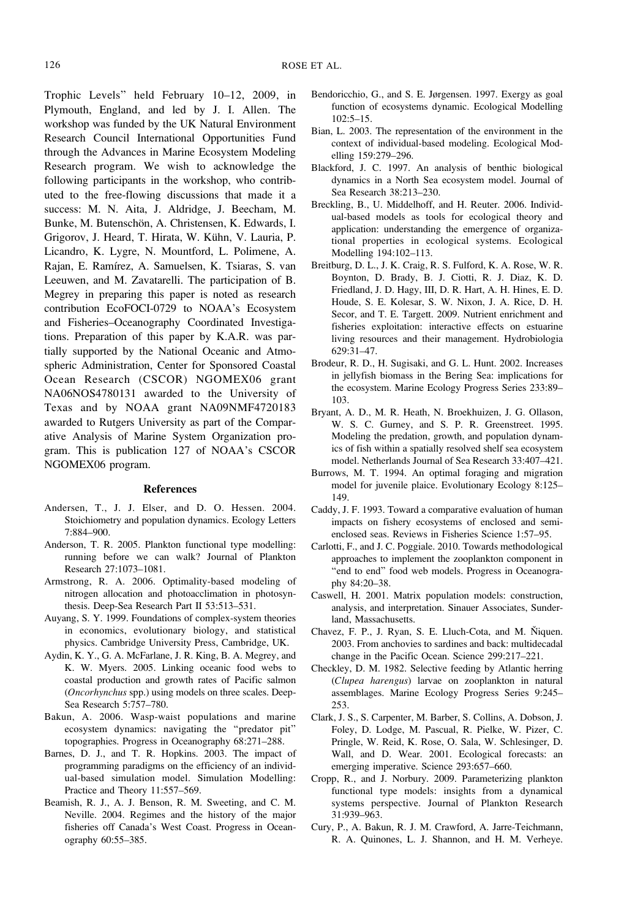Trophic Levels" held February 10–12, 2009, in Plymouth, England, and led by J. I. Allen. The workshop was funded by the UK Natural Environment Research Council International Opportunities Fund through the Advances in Marine Ecosystem Modeling Research program. We wish to acknowledge the following participants in the workshop, who contributed to the free-flowing discussions that made it a success: M. N. Aita, J. Aldridge, J. Beecham, M. Bunke, M. Butenschön, A. Christensen, K. Edwards, I. Grigorov, J. Heard, T. Hirata, W. Kühn, V. Lauria, P. Licandro, K. Lygre, N. Mountford, L. Polimene, A. Rajan, E. Ramírez, A. Samuelsen, K. Tsiaras, S. van Leeuwen, and M. Zavatarelli. The participation of B. Megrey in preparing this paper is noted as research contribution EcoFOCI-0729 to NOAA's Ecosystem and Fisheries–Oceanography Coordinated Investigations. Preparation of this paper by K.A.R. was partially supported by the National Oceanic and Atmospheric Administration, Center for Sponsored Coastal Ocean Research (CSCOR) NGOMEX06 grant NA06NOS4780131 awarded to the University of Texas and by NOAA grant NA09NMF4720183 awarded to Rutgers University as part of the Comparative Analysis of Marine System Organization program. This is publication 127 of NOAA's CSCOR NGOMEX06 program.

## References

Andersen, T., J. J. Elser, and D. O. Hessen. 2004. Stoichiometry and population dynamics. Ecology Letters 7:884–900.

Anderson, T. R. 2005. Plankton functional type modelling: running before we can walk? Journal of Plankton Research 27:1073–1081.

Armstrong, R. A. 2006. Optimality-based modeling of nitrogen allocation and photoacclimation in photosynthesis. Deep-Sea Research Part II 53:513–531.

Auyang, S. Y. 1999. Foundations of complex-system theories in economics, evolutionary biology, and statistical physics. Cambridge University Press, Cambridge, UK.

Aydin, K. Y., G. A. McFarlane, J. R. King, B. A. Megrey, and K. W. Myers. 2005. Linking oceanic food webs to coastal production and growth rates of Pacific salmon (*Oncorhynchus* spp.) using models on three scales. Deep-Sea Research 5:757–780.

Bakun, A. 2006. Wasp-waist populations and marine ecosystem dynamics: navigating the "predator pit" topographies. Progress in Oceanography 68:271–288.

Barnes, D. J., and T. R. Hopkins. 2003. The impact of programming paradigms on the efficiency of an individual-based simulation model. Simulation Modelling: Practice and Theory 11:557–569.

Beamish, R. J., A. J. Benson, R. M. Sweeting, and C. M. Neville. 2004. Regimes and the history of the major fisheries off Canada's West Coast. Progress in Oceanography 60:55–385.

Bendoricchio, G., and S. E. Jørgensen. 1997. Exergy as goal function of ecosystems dynamic. Ecological Modelling 102:5–15.

Bian, L. 2003. The representation of the environment in the context of individual-based modeling. Ecological Modelling 159:279–296.

Blackford, J. C. 1997. An analysis of benthic biological dynamics in a North Sea ecosystem model. Journal of Sea Research 38:213–230.

Breckling, B., U. Middelhoff, and H. Reuter. 2006. Individual-based models as tools for ecological theory and application: understanding the emergence of organizational properties in ecological systems. Ecological Modelling 194:102–113.

Breitburg, D. L., J. K. Craig, R. S. Fulford, K. A. Rose, W. R. Boynton, D. Brady, B. J. Ciotti, R. J. Diaz, K. D. Friedland, J. D. Hagy, III, D. R. Hart, A. H. Hines, E. D. Houde, S. E. Kolesar, S. W. Nixon, J. A. Rice, D. H. Secor, and T. E. Targett. 2009. Nutrient enrichment and fisheries exploitation: interactive effects on estuarine living resources and their management. Hydrobiologia 629:31–47.

Brodeur, R. D., H. Sugisaki, and G. L. Hunt. 2002. Increases in jellyfish biomass in the Bering Sea: implications for the ecosystem. Marine Ecology Progress Series 233:89–103.

Bryant, A. D., M. R. Heath, N. Broekhuizen, J. G. Ollason, W. S. C. Gurney, and S. P. R. Greenstreet. 1995. Modeling the predation, growth, and population dynamics of fish within a spatially resolved shelf sea ecosystem model. Netherlands Journal of Sea Research 33:407–421.

Burrows, M. T. 1994. An optimal foraging and migration model for juvenile plaice. Evolutionary Ecology 8:125–149.

Caddy, J. F. 1993. Toward a comparative evaluation of human impacts on fishery ecosystems of enclosed and semi-enclosed seas. Reviews in Fisheries Science 1:57–95.

Carlotti, F., and J. C. Poggiale. 2010. Towards methodological approaches to implement the zooplankton component in "end to end" food web models. Progress in Oceanography 84:20–38.

Caswell, H. 2001. Matrix population models: construction, analysis, and interpretation. Sinauer Associates, Sunderland, Massachusetts.

Chavez, F. P., J. Ryan, S. E. Lluch-Cota, and M. Ñiquen. 2003. From anchovies to sardines and back: multidecadal change in the Pacific Ocean. Science 299:217–221.

Checkley, D. M. 1982. Selective feeding by Atlantic herring (*Clupea harengus*) larvae on zooplankton in natural assemblages. Marine Ecology Progress Series 9:245–253.

Clark, J. S., S. Carpenter, M. Barber, S. Collins, A. Dobson, J. Foley, D. Lodge, M. Pascual, R. Pielke, W. Pizer, C. Pringle, W. Reid, K. Rose, O. Sala, W. Schlesinger, D. Wall, and D. Wear. 2001. Ecological forecasts: an emerging imperative. Science 293:657–660.

Cropp, R., and J. Norbury. 2009. Parameterizing plankton functional type models: insights from a dynamical systems perspective. Journal of Plankton Research 31:939–963.

Cury, P., A. Bakun, R. J. M. Crawford, A. Jarre-Teichmann, R. A. Quinones, L. J. Shannon, and H. M. Verheye.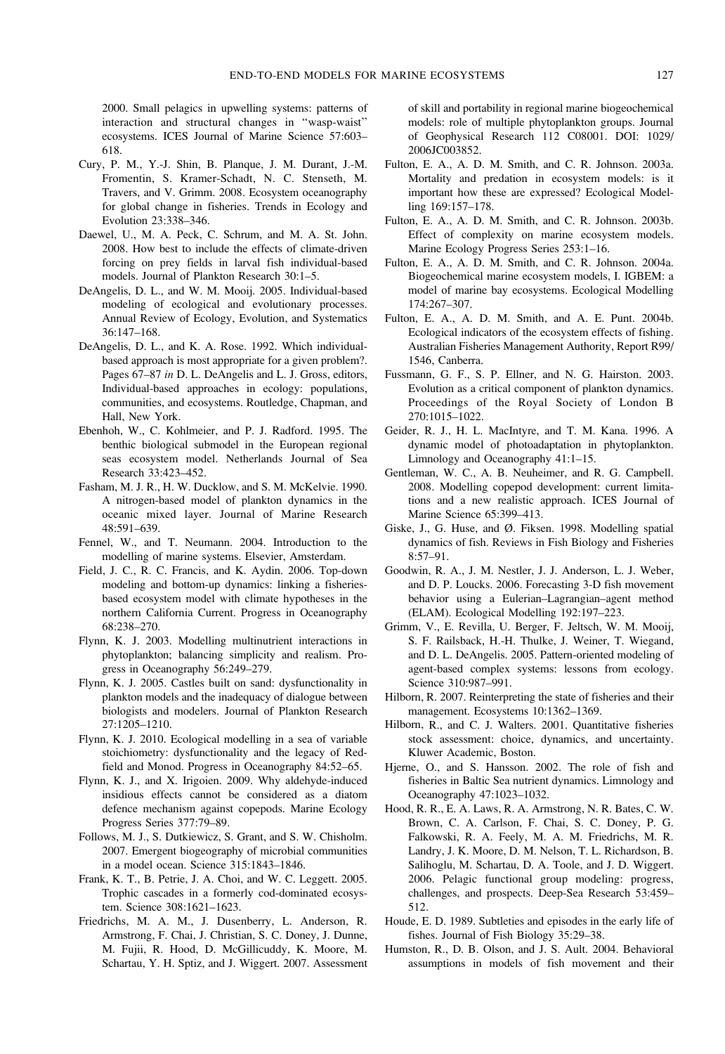2000. Small pelagics in upwelling systems: patterns of interaction and structural changes in "wasp-waist" ecosystems. ICES Journal of Marine Science 57:603–618.

Cury, P. M., Y.-J. Shin, B. Planque, J. M. Durant, J.-M. Fromentin, S. Kramer-Schadt, N. C. Stenseth, M. Travers, and V. Grimm. 2008. Ecosystem oceanography for global change in fisheries. Trends in Ecology and Evolution 23:338–346.

Daewel, U., M. A. Peck, C. Schrum, and M. A. St. John. 2008. How best to include the effects of climate-driven forcing on prey fields in larval fish individual-based models. Journal of Plankton Research 30:1–5.

DeAngelis, D. L., and W. M. Mooij. 2005. Individual-based modeling of ecological and evolutionary processes. Annual Review of Ecology, Evolution, and Systematics 36:147–168.

DeAngelis, D. L., and K. A. Rose. 1992. Which individual-based approach is most appropriate for a given problem?. Pages 67–87 *in* D. L. DeAngelis and L. J. Gross, editors, Individual-based approaches in ecology: populations, communities, and ecosystems. Routledge, Chapman, and Hall, New York.

Ebenhoh, W., C. Kohlmeier, and P. J. Radford. 1995. The benthic biological submodel in the European regional seas ecosystem model. Netherlands Journal of Sea Research 33:423–452.

Fasham, M. J. R., H. W. Ducklow, and S. M. McKelvie. 1990. A nitrogen-based model of plankton dynamics in the oceanic mixed layer. Journal of Marine Research 48:591–639.

Fennel, W., and T. Neumann. 2004. Introduction to the modelling of marine systems. Elsevier, Amsterdam.

Field, J. C., R. C. Francis, and K. Aydin. 2006. Top-down modeling and bottom-up dynamics: linking a fisheries-based ecosystem model with climate hypotheses in the northern California Current. Progress in Oceanography 68:238–270.

Flynn, K. J. 2003. Modelling multinutrient interactions in phytoplankton; balancing simplicity and realism. Progress in Oceanography 56:249–279.

Flynn, K. J. 2005. Castles built on sand: dysfunctionality in plankton models and the inadequacy of dialogue between biologists and modelers. Journal of Plankton Research 27:1205–1210.

Flynn, K. J. 2010. Ecological modelling in a sea of variable stoichiometry: dysfunctionality and the legacy of Redfield and Monod. Progress in Oceanography 84:52–65.

Flynn, K. J., and X. Irigoien. 2009. Why aldehyde-induced insidious effects cannot be considered as a diatom defence mechanism against copepods. Marine Ecology Progress Series 377:79–89.

Follows, M. J., S. Dutkiewicz, S. Grant, and S. W. Chisholm. 2007. Emergent biogeography of microbial communities in a model ocean. Science 315:1843–1846.

Frank, K. T., B. Petrie, J. A. Choi, and W. C. Leggett. 2005. Trophic cascades in a formerly cod-dominated ecosystem. Science 308:1621–1623.

Friedrichs, M. A. M., J. Dusenberry, L. Anderson, R. Armstrong, F. Chai, J. Christian, S. C. Doney, J. Dunne, M. Fujii, R. Hood, D. McGillicuddy, K. Moore, M. Schartau, Y. H. Sptiz, and J. Wiggert. 2007. Assessment of skill and portability in regional marine biogeochemical models: role of multiple phytoplankton groups. Journal of Geophysical Research 112 C08001. DOI: 1029/2006JC003852.

Fulton, E. A., A. D. M. Smith, and C. R. Johnson. 2003a. Mortality and predation in ecosystem models: is it important how these are expressed? Ecological Modelling 169:157–178.

Fulton, E. A., A. D. M. Smith, and C. R. Johnson. 2003b. Effect of complexity on marine ecosystem models. Marine Ecology Progress Series 253:1–16.

Fulton, E. A., A. D. M. Smith, and C. R. Johnson. 2004a. Biogeochemical marine ecosystem models, I. IGBEM: a model of marine bay ecosystems. Ecological Modelling 174:267–307.

Fulton, E. A., A. D. M. Smith, and A. E. Punt. 2004b. Ecological indicators of the ecosystem effects of fishing. Australian Fisheries Management Authority, Report R99/1546, Canberra.

Fussmann, G. F., S. P. Ellner, and N. G. Hairston. 2003. Evolution as a critical component of plankton dynamics. Proceedings of the Royal Society of London B 270:1015–1022.

Geider, R. J., H. L. MacIntyre, and T. M. Kana. 1996. A dynamic model of photoadaptation in phytoplankton. Limnology and Oceanography 41:1–15.

Gentleman, W. C., A. B. Neuheimer, and R. G. Campbell. 2008. Modelling copepod development: current limitations and a new realistic approach. ICES Journal of Marine Science 65:399–413.

Giske, J., G. Huse, and Ø. Fiksen. 1998. Modelling spatial dynamics of fish. Reviews in Fish Biology and Fisheries 8:57–91.

Goodwin, R. A., J. M. Nestler, J. J. Anderson, L. J. Weber, and D. P. Loucks. 2006. Forecasting 3-D fish movement behavior using a Eulerian–Lagrangian–agent method (ELAM). Ecological Modelling 192:197–223.

Grimm, V., E. Revilla, U. Berger, F. Jeltsch, W. M. Mooij, S. F. Railsback, H.-H. Thulke, J. Weiner, T. Wiegand, and D. L. DeAngelis. 2005. Pattern-oriented modeling of agent-based complex systems: lessons from ecology. Science 310:987–991.

Hilborn, R. 2007. Reinterpreting the state of fisheries and their management. Ecosystems 10:1362–1369.

Hilborn, R., and C. J. Walters. 2001. Quantitative fisheries stock assessment: choice, dynamics, and uncertainty. Kluwer Academic, Boston.

Hjerne, O., and S. Hansson. 2002. The role of fish and fisheries in Baltic Sea nutrient dynamics. Limnology and Oceanography 47:1023–1032.

Hood, R. R., E. A. Laws, R. A. Armstrong, N. R. Bates, C. W. Brown, C. A. Carlson, F. Chai, S. C. Doney, P. G. Falkowski, R. A. Feely, M. A. M. Friedrichs, M. R. Landry, J. K. Moore, D. M. Nelson, T. L. Richardson, B. Salihoglu, M. Schartau, D. A. Toole, and J. D. Wiggert. 2006. Pelagic functional group modeling: progress, challenges, and prospects. Deep-Sea Research 53:459–512.

Houde, E. D. 1989. Subtleties and episodes in the early life of fishes. Journal of Fish Biology 35:29–38.

Humston, R., D. B. Olson, and J. S. Ault. 2004. Behavioral assumptions in models of fish movement and their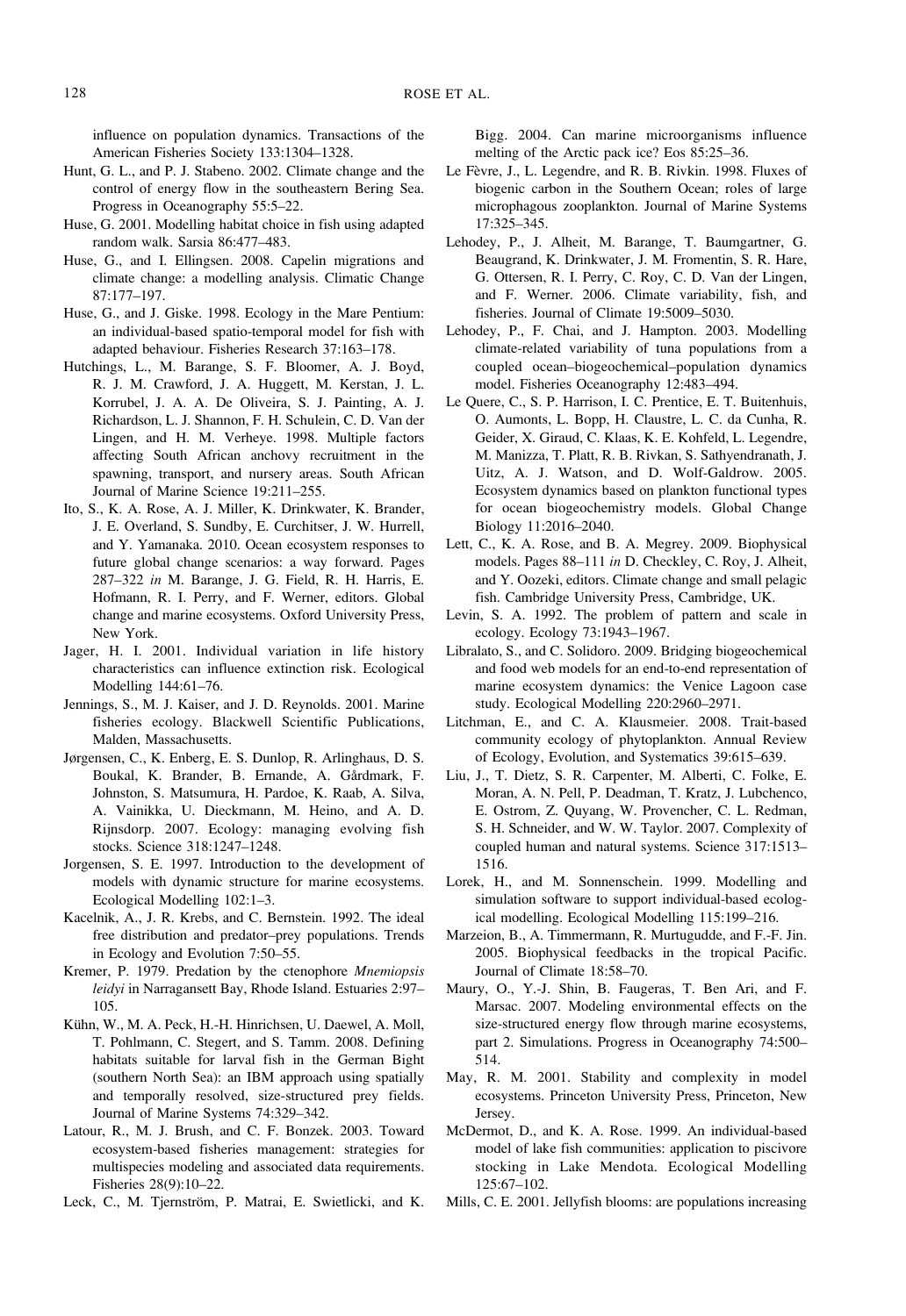influence on population dynamics. Transactions of the American Fisheries Society 133:1304–1328.

Hunt, G. L., and P. J. Stabeno. 2002. Climate change and the control of energy flow in the southeastern Bering Sea. Progress in Oceanography 55:5–22.

Huse, G. 2001. Modelling habitat choice in fish using adapted random walk. Sarsia 86:477–483.

Huse, G., and I. Ellingsen. 2008. Capelin migrations and climate change: a modelling analysis. Climatic Change 87:177–197.

Huse, G., and J. Giske. 1998. Ecology in the Mare Pentium: an individual-based spatio-temporal model for fish with adapted behaviour. Fisheries Research 37:163–178.

Hutchings, L., M. Barange, S. F. Bloomer, A. J. Boyd, R. J. M. Crawford, J. A. Huggett, M. Kerstan, J. L. Korrubel, J. A. A. De Oliveira, S. J. Painting, A. J. Richardson, L. J. Shannon, F. H. Schulein, C. D. Van der Lingen, and H. M. Verheye. 1998. Multiple factors affecting South African anchovy recruitment in the spawning, transport, and nursery areas. South African Journal of Marine Science 19:211–255.

Ito, S., K. A. Rose, A. J. Miller, K. Drinkwater, K. Brander, J. E. Overland, S. Sundby, E. Curchitser, J. W. Hurrell, and Y. Yamanaka. 2010. Ocean ecosystem responses to future global change scenarios: a way forward. Pages 287–322 *in* M. Barange, J. G. Field, R. H. Harris, E. Hofmann, R. I. Perry, and F. Werner, editors. Global change and marine ecosystems. Oxford University Press, New York.

Jager, H. I. 2001. Individual variation in life history characteristics can influence extinction risk. Ecological Modelling 144:61–76.

Jennings, S., M. J. Kaiser, and J. D. Reynolds. 2001. Marine fisheries ecology. Blackwell Scientific Publications, Malden, Massachusetts.

Jørgensen, C., K. Enberg, E. S. Dunlop, R. Arlinghaus, D. S. Boukal, K. Brander, B. Ernande, A. Gårdmark, F. Johnston, S. Matsumura, H. Pardoe, K. Raab, A. Silva, A. Vainikka, U. Dieckmann, M. Heino, and A. D. Rijnsdorp. 2007. Ecology: managing evolving fish stocks. Science 318:1247–1248.

Jorgensen, S. E. 1997. Introduction to the development of models with dynamic structure for marine ecosystems. Ecological Modelling 102:1–3.

Kacelnik, A., J. R. Krebs, and C. Bernstein. 1992. The ideal free distribution and predator–prey populations. Trends in Ecology and Evolution 7:50–55.

Kremer, P. 1979. Predation by the ctenophore *Mnemiopsis leidyi* in Narragansett Bay, Rhode Island. Estuaries 2:97–105.

Kühn, W., M. A. Peck, H.-H. Hinrichsen, U. Daewel, A. Moll, T. Pohlmann, C. Stegert, and S. Tamm. 2008. Defining habitats suitable for larval fish in the German Bight (southern North Sea): an IBM approach using spatially and temporally resolved, size-structured prey fields. Journal of Marine Systems 74:329–342.

Latour, R., M. J. Brush, and C. F. Bonzek. 2003. Toward ecosystem-based fisheries management: strategies for multispecies modeling and associated data requirements. Fisheries 28(9):10–22.

Leck, C., M. Tjernström, P. Matrai, E. Swietlicki, and K. Bigg. 2004. Can marine microorganisms influence melting of the Arctic pack ice? Eos 85:25–36.

Le Fèvre, J., L. Legendre, and R. B. Rivkin. 1998. Fluxes of biogenic carbon in the Southern Ocean; roles of large microphagous zooplankton. Journal of Marine Systems 17:325–345.

Lehodey, P., J. Alheit, M. Barange, T. Baumgartner, G. Beaugrand, K. Drinkwater, J. M. Fromentin, S. R. Hare, G. Ottersen, R. I. Perry, C. Roy, C. D. Van der Lingen, and F. Werner. 2006. Climate variability, fish, and fisheries. Journal of Climate 19:5009–5030.

Lehodey, P., F. Chai, and J. Hampton. 2003. Modelling climate-related variability of tuna populations from a coupled ocean–biogeochemical–population dynamics model. Fisheries Oceanography 12:483–494.

Le Quere, C., S. P. Harrison, I. C. Prentice, E. T. Buitenhuis, O. Aumonts, L. Bopp, H. Claustre, L. C. da Cunha, R. Geider, X. Giraud, C. Klaas, K. E. Kohfeld, L. Legendre, M. Manizza, T. Platt, R. B. Rivkan, S. Sathyendranath, J. Uitz, A. J. Watson, and D. Wolf-Galdrow. 2005. Ecosystem dynamics based on plankton functional types for ocean biogeochemistry models. Global Change Biology 11:2016–2040.

Lett, C., K. A. Rose, and B. A. Megrey. 2009. Biophysical models. Pages 88–111 *in* D. Checkley, C. Roy, J. Alheit, and Y. Oozeki, editors. Climate change and small pelagic fish. Cambridge University Press, Cambridge, UK.

Levin, S. A. 1992. The problem of pattern and scale in ecology. Ecology 73:1943–1967.

Libralato, S., and C. Solidoro. 2009. Bridging biogeochemical and food web models for an end-to-end representation of marine ecosystem dynamics: the Venice Lagoon case study. Ecological Modelling 220:2960–2971.

Litchman, E., and C. A. Klausmeier. 2008. Trait-based community ecology of phytoplankton. Annual Review of Ecology, Evolution, and Systematics 39:615–639.

Liu, J., T. Dietz, S. R. Carpenter, M. Alberti, C. Folke, E. Moran, A. N. Pell, P. Deadman, T. Kratz, J. Lubchenco, E. Ostrom, Z. Quyang, W. Provencher, C. L. Redman, S. H. Schneider, and W. W. Taylor. 2007. Complexity of coupled human and natural systems. Science 317:1513–1516.

Lorek, H., and M. Sonnenschein. 1999. Modelling and simulation software to support individual-based ecological modelling. Ecological Modelling 115:199–216.

Marzeion, B., A. Timmermann, R. Murtugudde, and F.-F. Jin. 2005. Biophysical feedbacks in the tropical Pacific. Journal of Climate 18:58–70.

Maury, O., Y.-J. Shin, B. Faugeras, T. Ben Ari, and F. Marsac. 2007. Modeling environmental effects on the size-structured energy flow through marine ecosystems, part 2. Simulations. Progress in Oceanography 74:500–514.

May, R. M. 2001. Stability and complexity in model ecosystems. Princeton University Press, Princeton, New Jersey.

McDermot, D., and K. A. Rose. 1999. An individual-based model of lake fish communities: application to piscivore stocking in Lake Mendota. Ecological Modelling 125:67–102.

Mills, C. E. 2001. Jellyfish blooms: are populations increasing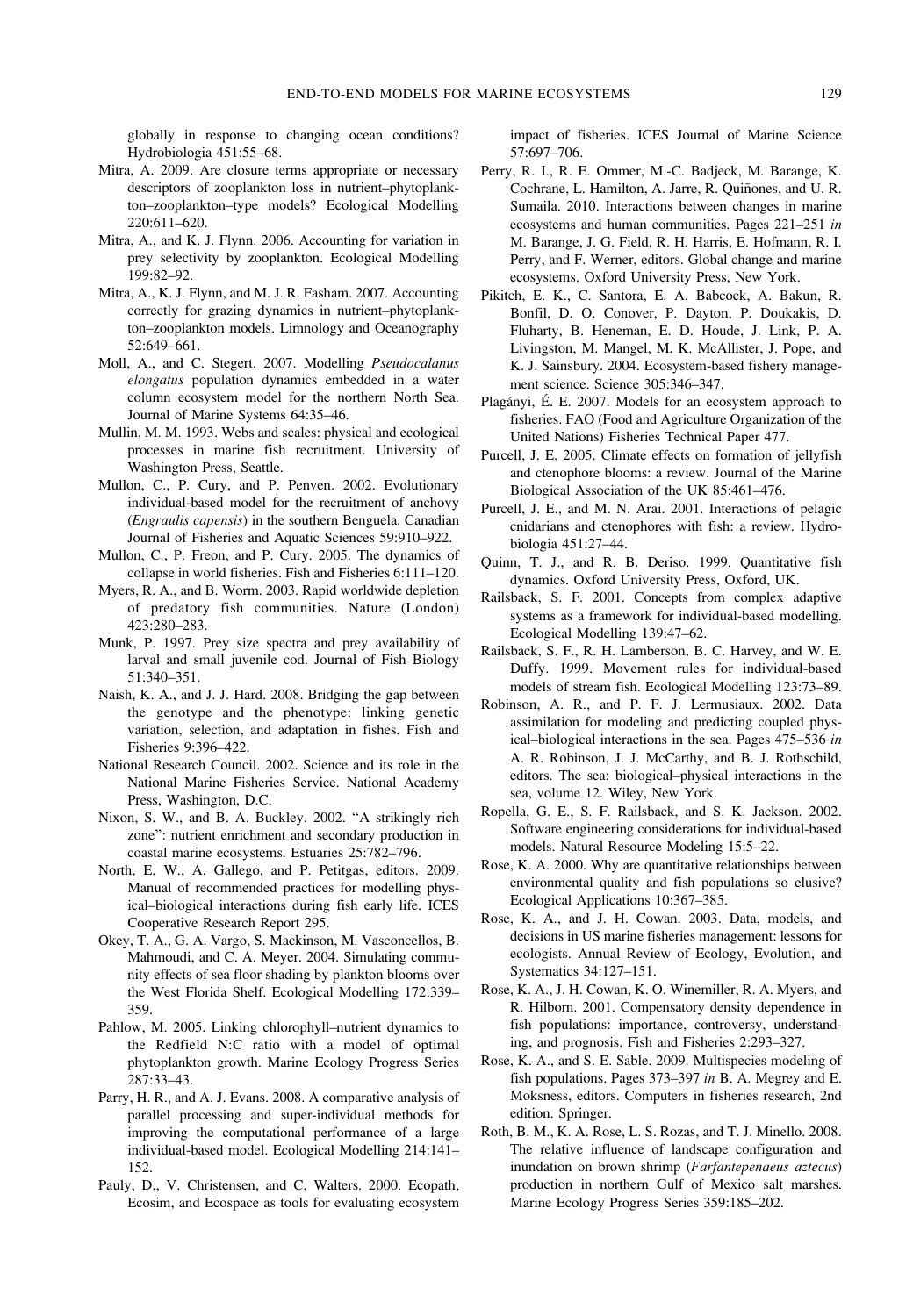globally in response to changing ocean conditions? Hydrobiologia 451:55–68.

Mitra, A. 2009. Are closure terms appropriate or necessary descriptors of zooplankton loss in nutrient–phytoplankton–zooplankton–type models? Ecological Modelling 220:611–620.

Mitra, A., and K. J. Flynn. 2006. Accounting for variation in prey selectivity by zooplankton. Ecological Modelling 199:82–92.

Mitra, A., K. J. Flynn, and M. J. R. Fasham. 2007. Accounting correctly for grazing dynamics in nutrient–phytoplankton–zooplankton models. Limnology and Oceanography 52:649–661.

Moll, A., and C. Stegert. 2007. Modelling *Pseudocalanus elongatus* population dynamics embedded in a water column ecosystem model for the northern North Sea. Journal of Marine Systems 64:35–46.

Mullin, M. M. 1993. Webs and scales: physical and ecological processes in marine fish recruitment. University of Washington Press, Seattle.

Mullon, C., P. Cury, and P. Penven. 2002. Evolutionary individual-based model for the recruitment of anchovy (*Engraulis capensis*) in the southern Benguela. Canadian Journal of Fisheries and Aquatic Sciences 59:910–922.

Mullon, C., P. Freon, and P. Cury. 2005. The dynamics of collapse in world fisheries. Fish and Fisheries 6:111–120.

Myers, R. A., and B. Worm. 2003. Rapid worldwide depletion of predatory fish communities. Nature (London) 423:280–283.

Munk, P. 1997. Prey size spectra and prey availability of larval and small juvenile cod. Journal of Fish Biology 51:340–351.

Naish, K. A., and J. J. Hard. 2008. Bridging the gap between the genotype and the phenotype: linking genetic variation, selection, and adaptation in fishes. Fish and Fisheries 9:396–422.

National Research Council. 2002. Science and its role in the National Marine Fisheries Service. National Academy Press, Washington, D.C.

Nixon, S. W., and B. A. Buckley. 2002. "A strikingly rich zone": nutrient enrichment and secondary production in coastal marine ecosystems. Estuaries 25:782–796.

North, E. W., A. Gallego, and P. Petitgas, editors. 2009. Manual of recommended practices for modelling physical–biological interactions during fish early life. ICES Cooperative Research Report 295.

Okey, T. A., G. A. Vargo, S. Mackinson, M. Vasconcellos, B. Mahmoudi, and C. A. Meyer. 2004. Simulating community effects of sea floor shading by plankton blooms over the West Florida Shelf. Ecological Modelling 172:339–359.

Pahlow, M. 2005. Linking chlorophyll–nutrient dynamics to the Redfield N:C ratio with a model of optimal phytoplankton growth. Marine Ecology Progress Series 287:33–43.

Parry, H. R., and A. J. Evans. 2008. A comparative analysis of parallel processing and super-individual methods for improving the computational performance of a large individual-based model. Ecological Modelling 214:141–152.

Pauly, D., V. Christensen, and C. Walters. 2000. Ecopath, Ecosim, and Ecospace as tools for evaluating ecosystem impact of fisheries. ICES Journal of Marine Science 57:697–706.

Perry, R. I., R. E. Ommer, M.-C. Badjeck, M. Barange, K. Cochrane, L. Hamilton, A. Jarre, R. Quiñones, and U. R. Sumaila. 2010. Interactions between changes in marine ecosystems and human communities. Pages 221–251 *in* M. Barange, J. G. Field, R. H. Harris, E. Hofmann, R. I. Perry, and F. Werner, editors. Global change and marine ecosystems. Oxford University Press, New York.

Pikitch, E. K., C. Santora, E. A. Babcock, A. Bakun, R. Bonfil, D. O. Conover, P. Dayton, P. Doukakis, D. Fluharty, B. Heneman, E. D. Houde, J. Link, P. A. Livingston, M. Mangel, M. K. McAllister, J. Pope, and K. J. Sainsbury. 2004. Ecosystem-based fishery management science. Science 305:346–347.

Plagányi, É. E. 2007. Models for an ecosystem approach to fisheries. FAO (Food and Agriculture Organization of the United Nations) Fisheries Technical Paper 477.

Purcell, J. E. 2005. Climate effects on formation of jellyfish and ctenophore blooms: a review. Journal of the Marine Biological Association of the UK 85:461–476.

Purcell, J. E., and M. N. Arai. 2001. Interactions of pelagic cnidarians and ctenophores with fish: a review. Hydrobiologia 451:27–44.

Quinn, T. J., and R. B. Deriso. 1999. Quantitative fish dynamics. Oxford University Press, Oxford, UK.

Railsback, S. F. 2001. Concepts from complex adaptive systems as a framework for individual-based modelling. Ecological Modelling 139:47–62.

Railsback, S. F., R. H. Lamberson, B. C. Harvey, and W. E. Duffy. 1999. Movement rules for individual-based models of stream fish. Ecological Modelling 123:73–89.

Robinson, A. R., and P. F. J. Lermusiaux. 2002. Data assimilation for modeling and predicting coupled physical–biological interactions in the sea. Pages 475–536 *in* A. R. Robinson, J. J. McCarthy, and B. J. Rothschild, editors. The sea: biological–physical interactions in the sea, volume 12. Wiley, New York.

Ropella, G. E., S. F. Railsback, and S. K. Jackson. 2002. Software engineering considerations for individual-based models. Natural Resource Modeling 15:5–22.

Rose, K. A. 2000. Why are quantitative relationships between environmental quality and fish populations so elusive? Ecological Applications 10:367–385.

Rose, K. A., and J. H. Cowan. 2003. Data, models, and decisions in US marine fisheries management: lessons for ecologists. Annual Review of Ecology, Evolution, and Systematics 34:127–151.

Rose, K. A., J. H. Cowan, K. O. Winemiller, R. A. Myers, and R. Hilborn. 2001. Compensatory density dependence in fish populations: importance, controversy, understanding, and prognosis. Fish and Fisheries 2:293–327.

Rose, K. A., and S. E. Sable. 2009. Multispecies modeling of fish populations. Pages 373–397 *in* B. A. Megrey and E. Moksness, editors. Computers in fisheries research, 2nd edition. Springer.

Roth, B. M., K. A. Rose, L. S. Rozas, and T. J. Minello. 2008. The relative influence of landscape configuration and inundation on brown shrimp (*Farfantepenaeus aztecus*) production in northern Gulf of Mexico salt marshes. Marine Ecology Progress Series 359:185–202.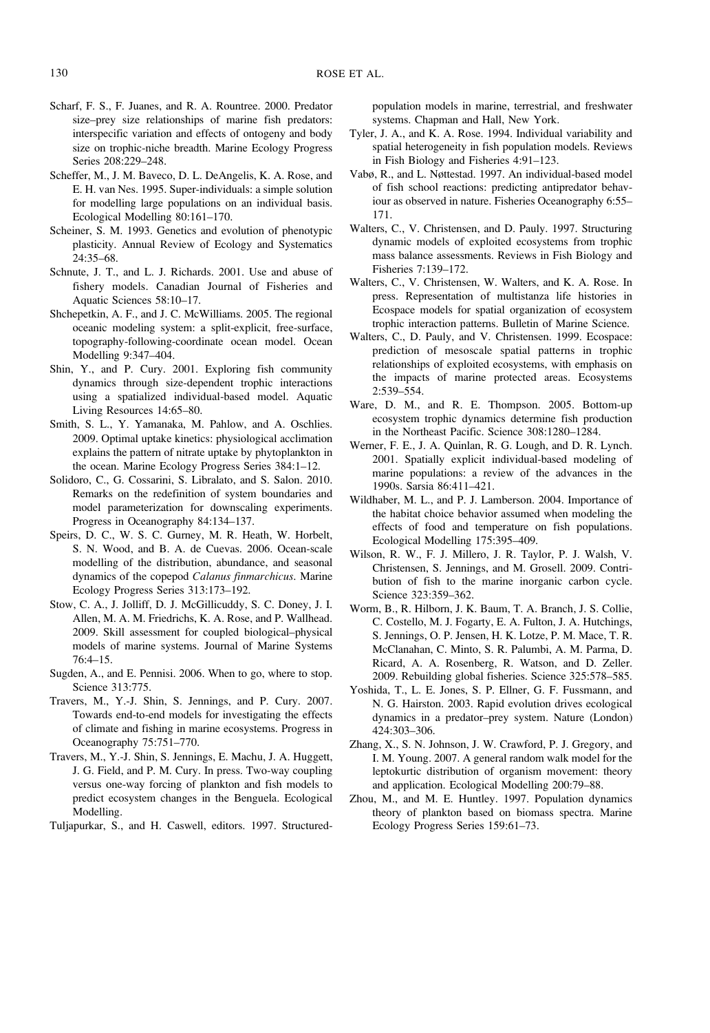Scharf, F. S., F. Juanes, and R. A. Rountree. 2000. Predator size–prey size relationships of marine fish predators: interspecific variation and effects of ontogeny and body size on trophic-niche breadth. Marine Ecology Progress Series 208:229–248.

Scheffer, M., J. M. Baveco, D. L. DeAngelis, K. A. Rose, and E. H. van Nes. 1995. Super-individuals: a simple solution for modelling large populations on an individual basis. Ecological Modelling 80:161–170.

Scheiner, S. M. 1993. Genetics and evolution of phenotypic plasticity. Annual Review of Ecology and Systematics 24:35–68.

Schnute, J. T., and L. J. Richards. 2001. Use and abuse of fishery models. Canadian Journal of Fisheries and Aquatic Sciences 58:10–17.

Shchepetkin, A. F., and J. C. McWilliams. 2005. The regional oceanic modeling system: a split-explicit, free-surface, topography-following-coordinate ocean model. Ocean Modelling 9:347–404.

Shin, Y., and P. Cury. 2001. Exploring fish community dynamics through size-dependent trophic interactions using a spatialized individual-based model. Aquatic Living Resources 14:65–80.

Smith, S. L., Y. Yamanaka, M. Pahlow, and A. Oschlies. 2009. Optimal uptake kinetics: physiological acclimation explains the pattern of nitrate uptake by phytoplankton in the ocean. Marine Ecology Progress Series 384:1–12.

Solidoro, C., G. Cossarini, S. Libralato, and S. Salon. 2010. Remarks on the redefinition of system boundaries and model parameterization for downscaling experiments. Progress in Oceanography 84:134–137.

Speirs, D. C., W. S. C. Gurney, M. R. Heath, W. Horbelt, S. N. Wood, and B. A. de Cuevas. 2006. Ocean-scale modelling of the distribution, abundance, and seasonal dynamics of the copepod *Calanus finmarchicus*. Marine Ecology Progress Series 313:173–192.

Stow, C. A., J. Jolliff, D. J. McGillicuddy, S. C. Doney, J. I. Allen, M. A. M. Friedrichs, K. A. Rose, and P. Wallhead. 2009. Skill assessment for coupled biological–physical models of marine systems. Journal of Marine Systems 76:4–15.

Sugden, A., and E. Pennisi. 2006. When to go, where to stop. Science 313:775.

Travers, M., Y.-J. Shin, S. Jennings, and P. Cury. 2007. Towards end-to-end models for investigating the effects of climate and fishing in marine ecosystems. Progress in Oceanography 75:751–770.

Travers, M., Y.-J. Shin, S. Jennings, E. Machu, J. A. Huggett, J. G. Field, and P. M. Cury. In press. Two-way coupling versus one-way forcing of plankton and fish models to predict ecosystem changes in the Benguela. Ecological Modelling.

Tuljapurkar, S., and H. Caswell, editors. 1997. Structured-population models in marine, terrestrial, and freshwater systems. Chapman and Hall, New York.

Tyler, J. A., and K. A. Rose. 1994. Individual variability and spatial heterogeneity in fish population models. Reviews in Fish Biology and Fisheries 4:91–123.

Vabø, R., and L. Nøttestad. 1997. An individual-based model of fish school reactions: predicting antipredator behaviour as observed in nature. Fisheries Oceanography 6:55–171.

Walters, C., V. Christensen, and D. Pauly. 1997. Structuring dynamic models of exploited ecosystems from trophic mass balance assessments. Reviews in Fish Biology and Fisheries 7:139–172.

Walters, C., V. Christensen, W. Walters, and K. A. Rose. In press. Representation of multistanza life histories in Ecospace models for spatial organization of ecosystem trophic interaction patterns. Bulletin of Marine Science.

Walters, C., D. Pauly, and V. Christensen. 1999. Ecospace: prediction of mesoscale spatial patterns in trophic relationships of exploited ecosystems, with emphasis on the impacts of marine protected areas. Ecosystems 2:539–554.

Ware, D. M., and R. E. Thompson. 2005. Bottom-up ecosystem trophic dynamics determine fish production in the Northeast Pacific. Science 308:1280–1284.

Werner, F. E., J. A. Quinlan, R. G. Lough, and D. R. Lynch. 2001. Spatially explicit individual-based modeling of marine populations: a review of the advances in the 1990s. Sarsia 86:411–421.

Wildhaber, M. L., and P. J. Lamberson. 2004. Importance of the habitat choice behavior assumed when modeling the effects of food and temperature on fish populations. Ecological Modelling 175:395–409.

Wilson, R. W., F. J. Millero, J. R. Taylor, P. J. Walsh, V. Christensen, S. Jennings, and M. Grosell. 2009. Contribution of fish to the marine inorganic carbon cycle. Science 323:359–362.

Worm, B., R. Hilborn, J. K. Baum, T. A. Branch, J. S. Collie, C. Costello, M. J. Fogarty, E. A. Fulton, J. A. Hutchings, S. Jennings, O. P. Jensen, H. K. Lotze, P. M. Mace, T. R. McClanahan, C. Minto, S. R. Palumbi, A. M. Parma, D. Ricard, A. A. Rosenberg, R. Watson, and D. Zeller. 2009. Rebuilding global fisheries. Science 325:578–585.

Yoshida, T., L. E. Jones, S. P. Ellner, G. F. Fussmann, and N. G. Hairston. 2003. Rapid evolution drives ecological dynamics in a predator–prey system. Nature (London) 424:303–306.

Zhang, X., S. N. Johnson, J. W. Crawford, P. J. Gregory, and I. M. Young. 2007. A general random walk model for the leptokurtic distribution of organism movement: theory and application. Ecological Modelling 200:79–88.

Zhou, M., and M. E. Huntley. 1997. Population dynamics theory of plankton based on biomass spectra. Marine Ecology Progress Series 159:61–73.